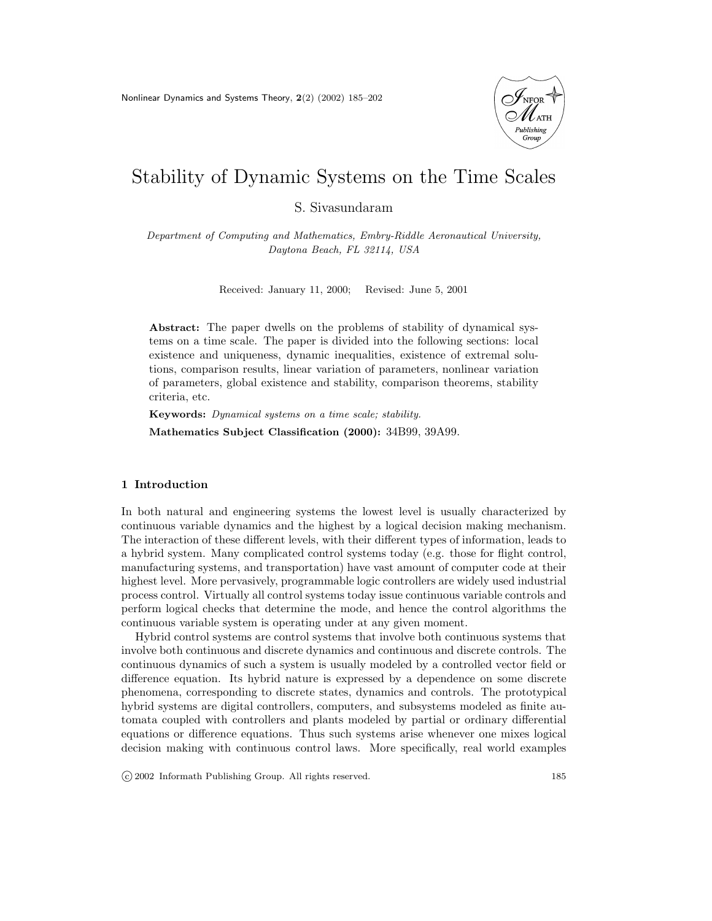# Stability of Dynamic Systems on the Time Scales

S. Sivasundaram

*Department of Computing and Mathematics, Embry-Riddle Aeronautical University, Daytona Beach, FL 32114, USA*

Received: January 11, 2000; Revised: June 5, 2001

**Abstract:** The paper dwells on the problems of stability of dynamical systems on a time scale. The paper is divided into the following sections: local existence and uniqueness, dynamic inequalities, existence of extremal solutions, comparison results, linear variation of parameters, nonlinear variation of parameters, global existence and stability, comparison theorems, stability criteria, etc.

**Keywords:** *Dynamical systems on a time scale; stability.*

**Mathematics Subject Classification (2000):** 34B99, 39A99.

## 1 Introduction

In both natural and engineering systems the lowest level is usually characterized by continuous variable dynamics and the highest by a logical decision making mechanism. The interaction of these different levels, with their different types of information, leads to a hybrid system. Many complicated control systems today (e.g. those for flight control, manufacturing systems, and transportation) have vast amount of computer code at their highest level. More pervasively, programmable logic controllers are widely used industrial process control. Virtually all control systems today issue continuous variable controls and perform logical checks that determine the mode, and hence the control algorithms the continuous variable system is operating under at any given moment.

Hybrid control systems are control systems that involve both continuous systems that involve both continuous and discrete dynamics and continuous and discrete controls. The continuous dynamics of such a system is usually modeled by a controlled vector field or difference equation. Its hybrid nature is expressed by a dependence on some discrete phenomena, corresponding to discrete states, dynamics and controls. The prototypical hybrid systems are digital controllers, computers, and subsystems modeled as finite automata coupled with controllers and plants modeled by partial or ordinary differential equations or difference equations. Thus such systems arise whenever one mixes logical decision making with continuous control laws. More specifically, real world examples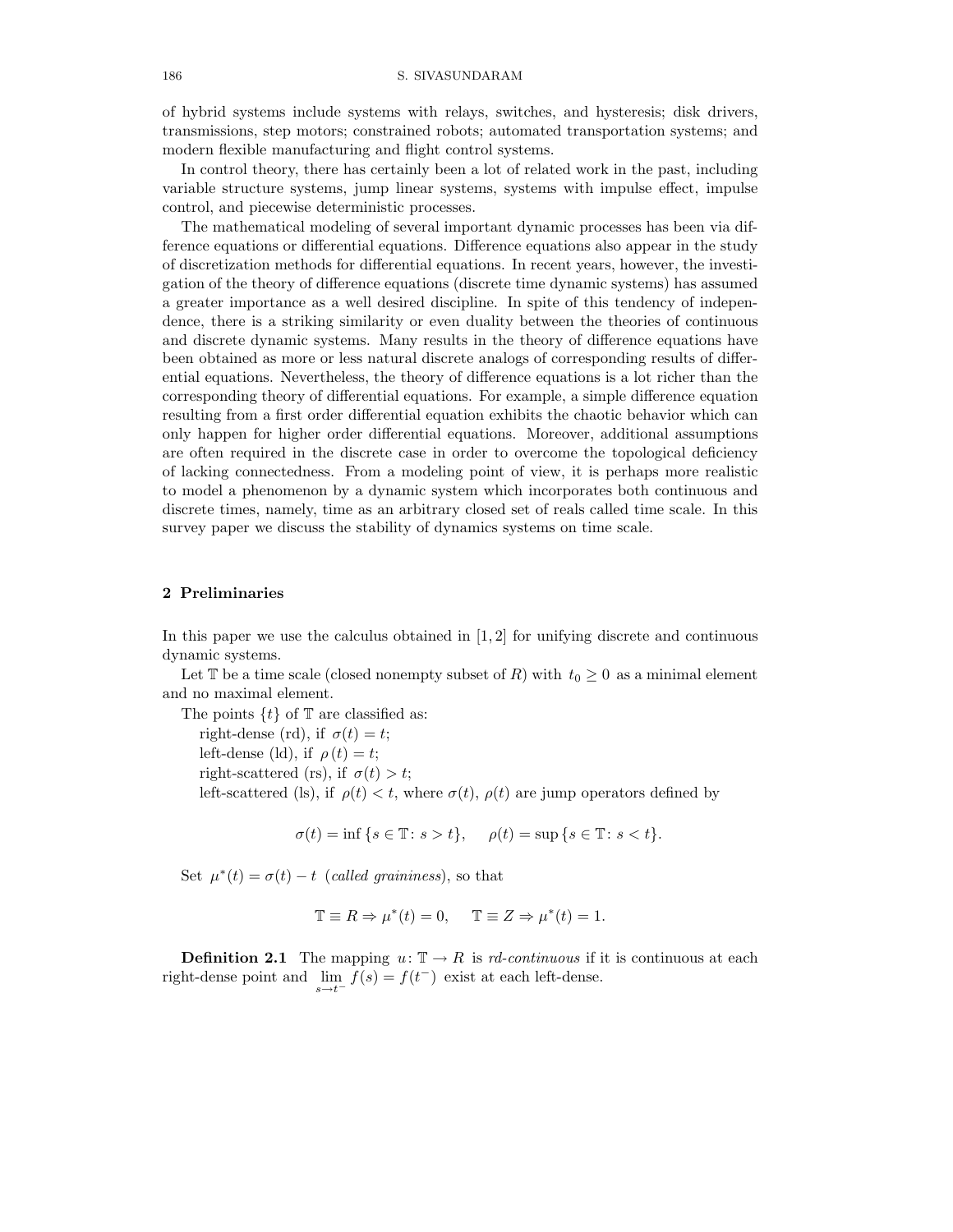of hybrid systems include systems with relays, switches, and hysteresis; disk drivers, transmissions, step motors; constrained robots; automated transportation systems; and modern flexible manufacturing and flight control systems.

In control theory, there has certainly been a lot of related work in the past, including variable structure systems, jump linear systems, systems with impulse effect, impulse control, and piecewise deterministic processes.

The mathematical modeling of several important dynamic processes has been via difference equations or differential equations. Difference equations also appear in the study of discretization methods for differential equations. In recent years, however, the investigation of the theory of difference equations (discrete time dynamic systems) has assumed a greater importance as a well desired discipline. In spite of this tendency of independence, there is a striking similarity or even duality between the theories of continuous and discrete dynamic systems. Many results in the theory of difference equations have been obtained as more or less natural discrete analogs of corresponding results of differential equations. Nevertheless, the theory of difference equations is a lot richer than the corresponding theory of differential equations. For example, a simple difference equation resulting from a first order differential equation exhibits the chaotic behavior which can only happen for higher order differential equations. Moreover, additional assumptions are often required in the discrete case in order to overcome the topological deficiency of lacking connectedness. From a modeling point of view, it is perhaps more realistic to model a phenomenon by a dynamic system which incorporates both continuous and discrete times, namely, time as an arbitrary closed set of reals called time scale. In this survey paper we discuss the stability of dynamics systems on time scale.

## 2 Preliminaries

In this paper we use the calculus obtained in [1, 2] for unifying discrete and continuous dynamic systems.

Let $\mathbb{T}$ be a time scale (closed nonempty subset of $R$) with $t_0 \geq 0$ as a minimal element and no maximal element.

The points $\{t\}$ of $\mathbb{T}$ are classified as:

right-dense (rd), if $\sigma(t) = t$;

left-dense (ld), if $\rho(t) = t$;

right-scattered (rs), if $\sigma(t) > t$;

left-scattered (ls), if $\rho(t) < t$, where $\sigma(t)$, $\rho(t)$ are jump operators defined by

$$\sigma(t) = \inf\{s \in \mathbb{T}\colon s > t\}, \quad \rho(t) = \sup\{s \in \mathbb{T}\colon s < t\}.$$

Set $\mu^*(t) = \sigma(t) - t$ (*called graininess*), so that

$$\mathbb{T} \equiv R \Rightarrow \mu^*(t) = 0, \quad \mathbb{T} \equiv Z \Rightarrow \mu^*(t) = 1.$$

**Definition 2.1** The mapping $u\colon \mathbb{T} \to R$ is *rd-continuous* if it is continuous at each right-dense point and $\lim\limits_{s \to t^-} f(s) = f(t^-)$ exist at each left-dense.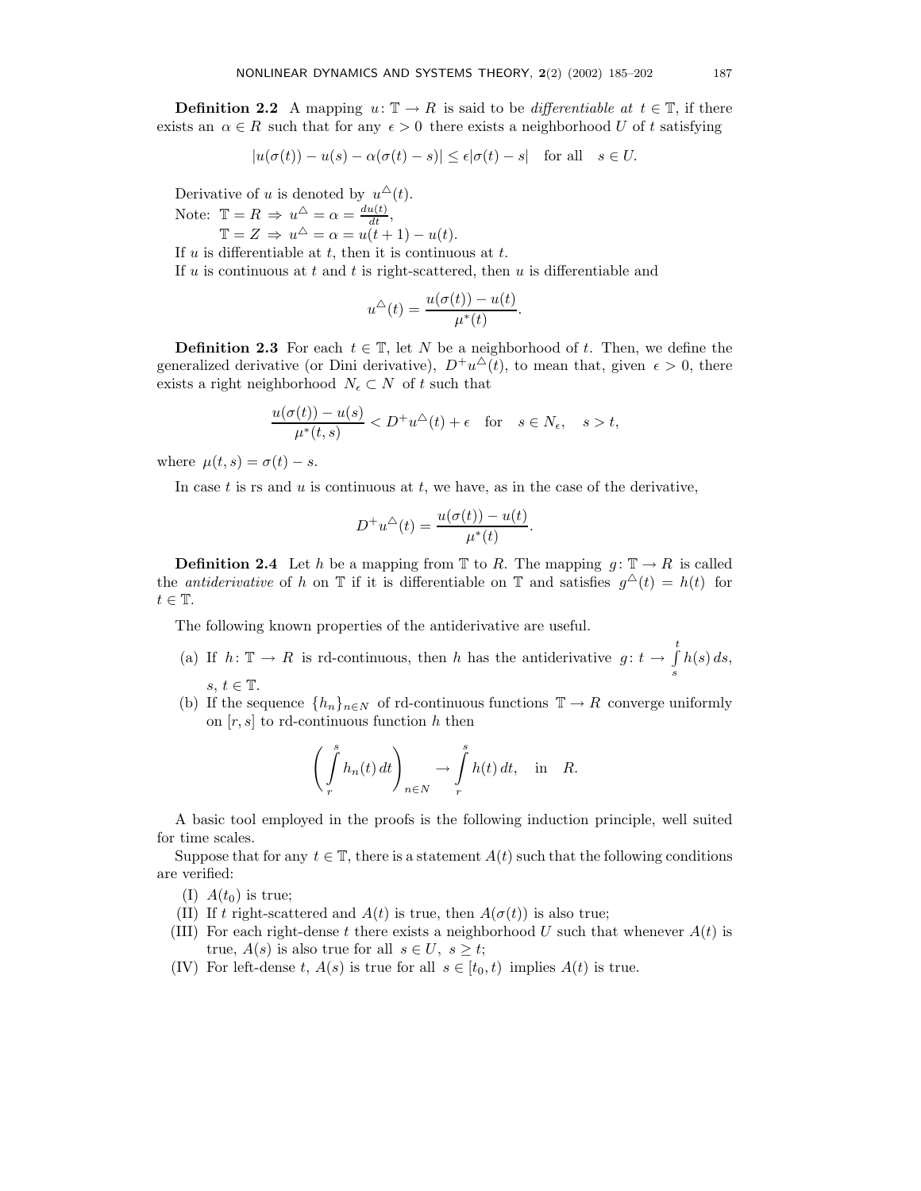**Definition 2.2** A mapping $u\colon \mathbb{T} \to R$ is said to be *differentiable at* $t \in \mathbb{T}$, if there exists an $\alpha \in R$ such that for any $\epsilon > 0$ there exists a neighborhood $U$ of $t$ satisfying

$$|u(\sigma(t)) - u(s) - \alpha(\sigma(t) - s)| \le \epsilon|\sigma(t) - s| \quad \text{for all} \quad s \in U.$$

Derivative of $u$ is denoted by $u^{\triangle}(t)$.

Note: $\mathbb{T} = R \Rightarrow u^{\triangle} = \alpha = \frac{du(t)}{dt}$,

$\mathbb{T} = Z \Rightarrow u^{\triangle} = \alpha = u(t+1) - u(t)$.

If $u$ is differentiable at $t$, then it is continuous at $t$.

If $u$ is continuous at $t$ and $t$ is right-scattered, then $u$ is differentiable and

$$u^{\triangle}(t) = \frac{u(\sigma(t)) - u(t)}{\mu^*(t)}.$$

**Definition 2.3** For each $t \in \mathbb{T}$, let $N$ be a neighborhood of $t$. Then, we define the generalized derivative (or Dini derivative), $D^+u^{\triangle}(t)$, to mean that, given $\epsilon > 0$, there exists a right neighborhood $N_\epsilon \subset N$ of $t$ such that

$$\frac{u(\sigma(t)) - u(s)}{\mu^*(t,s)} < D^+u^{\triangle}(t) + \epsilon \quad \text{for} \quad s \in N_\epsilon, \quad s > t,$$

where $\mu(t,s) = \sigma(t) - s$.

In case $t$ is rs and $u$ is continuous at $t$, we have, as in the case of the derivative,

$$D^+u^{\triangle}(t) = \frac{u(\sigma(t)) - u(t)}{\mu^*(t)}.$$

**Definition 2.4** Let $h$ be a mapping from $\mathbb{T}$ to $R$. The mapping $g\colon \mathbb{T} \to R$ is called the *antiderivative* of $h$ on $\mathbb{T}$ if it is differentiable on $\mathbb{T}$ and satisfies $g^{\triangle}(t) = h(t)$ for $t \in \mathbb{T}$.

The following known properties of the antiderivative are useful.

(a) If $h\colon \mathbb{T} \to R$ is rd-continuous, then $h$ has the antiderivative $g\colon t \to \int\limits_s^t h(s)\,ds$, $s, t \in \mathbb{T}$.

(b) If the sequence $\{h_n\}_{n\in N}$ of rd-continuous functions $\mathbb{T} \to R$ converge uniformly on $[r,s]$ to rd-continuous function $h$ then

$$\left(\int\limits_r^s h_n(t)\,dt\right)_{n\in N} \to \int\limits_r^s h(t)\,dt, \quad \text{in} \quad R.$$

A basic tool employed in the proofs is the following induction principle, well suited for time scales.

Suppose that for any $t \in \mathbb{T}$, there is a statement $A(t)$ such that the following conditions are verified:

(I) $A(t_0)$ is true;

(II) If $t$ right-scattered and $A(t)$ is true, then $A(\sigma(t))$ is also true;

(III) For each right-dense $t$ there exists a neighborhood $U$ such that whenever $A(t)$ is true, $A(s)$ is also true for all $s \in U$, $s \ge t$;

(IV) For left-dense $t$, $A(s)$ is true for all $s \in [t_0, t)$ implies $A(t)$ is true.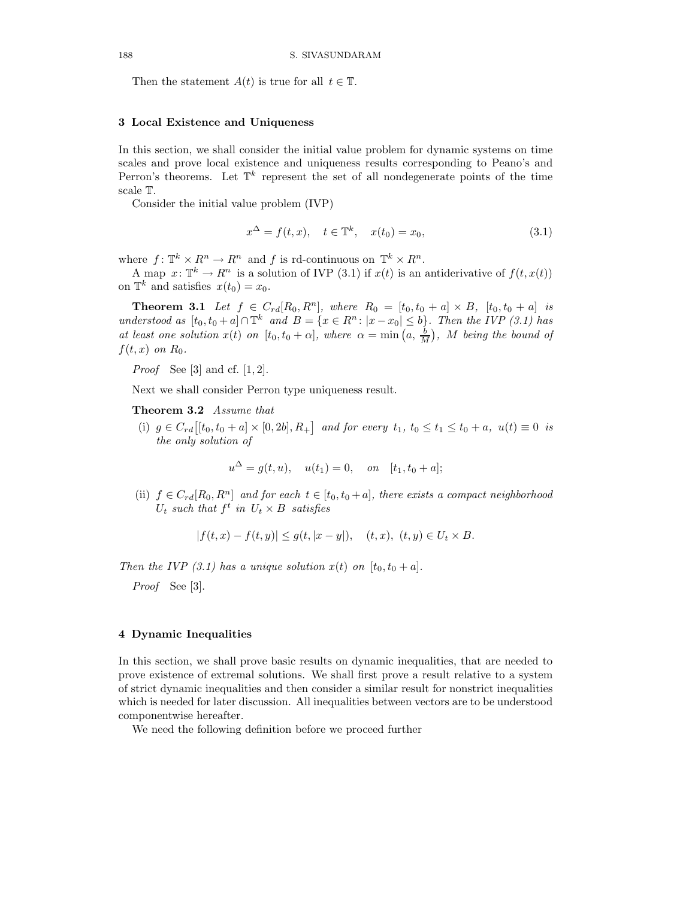Then the statement $A(t)$ is true for all $t \in \mathbb{T}$.

## 3 Local Existence and Uniqueness

In this section, we shall consider the initial value problem for dynamic systems on time scales and prove local existence and uniqueness results corresponding to Peano's and Perron's theorems. Let $\mathbb{T}^k$ represent the set of all nondegenerate points of the time scale $\mathbb{T}$.

Consider the initial value problem (IVP)

$$x^{\Delta} = f(t, x), \quad t \in \mathbb{T}^k, \quad x(t_0) = x_0, \tag{3.1}$$

where $f\colon \mathbb{T}^k \times R^n \to R^n$ and $f$ is rd-continuous on $\mathbb{T}^k \times R^n$.

A map $x\colon \mathbb{T}^k \to R^n$ is a solution of IVP (3.1) if $x(t)$ is an antiderivative of $f(t, x(t))$ on $\mathbb{T}^k$ and satisfies $x(t_0) = x_0$.

**Theorem 3.1** *Let $f \in C_{rd}[R_0, R^n]$, where $R_0 = [t_0, t_0 + a] \times B$, $[t_0, t_0 + a]$ is understood as $[t_0, t_0 + a] \cap \mathbb{T}^k$ and $B = \{x \in R^n \colon |x - x_0| \leq b\}$. Then the IVP (3.1) has at least one solution $x(t)$ on $[t_0, t_0 + \alpha]$, where $\alpha = \min\left(a, \frac{b}{M}\right)$, $M$ being the bound of $f(t, x)$ on $R_0$.*

*Proof* See [3] and cf. [1, 2].

Next we shall consider Perron type uniqueness result.

**Theorem 3.2** *Assume that*

(i) *$g \in C_{rd}\big[[t_0, t_0 + a] \times [0, 2b], R_+\big]$ and for every $t_1$, $t_0 \leq t_1 \leq t_0 + a$, $u(t) \equiv 0$ is the only solution of*

$$u^{\Delta} = g(t, u), \quad u(t_1) = 0, \quad on \quad [t_1, t_0 + a];$$

(ii) *$f \in C_{rd}[R_0, R^n]$ and for each $t \in [t_0, t_0 + a]$, there exists a compact neighborhood $U_t$ such that $f^t$ in $U_t \times B$ satisfies*

$$|f(t, x) - f(t, y)| \leq g(t, |x - y|), \quad (t, x),\ (t, y) \in U_t \times B.$$

*Then the IVP (3.1) has a unique solution $x(t)$ on $[t_0, t_0 + a]$.*

*Proof* See [3].

## 4 Dynamic Inequalities

In this section, we shall prove basic results on dynamic inequalities, that are needed to prove existence of extremal solutions. We shall first prove a result relative to a system of strict dynamic inequalities and then consider a similar result for nonstrict inequalities which is needed for later discussion. All inequalities between vectors are to be understood componentwise hereafter.

We need the following definition before we proceed further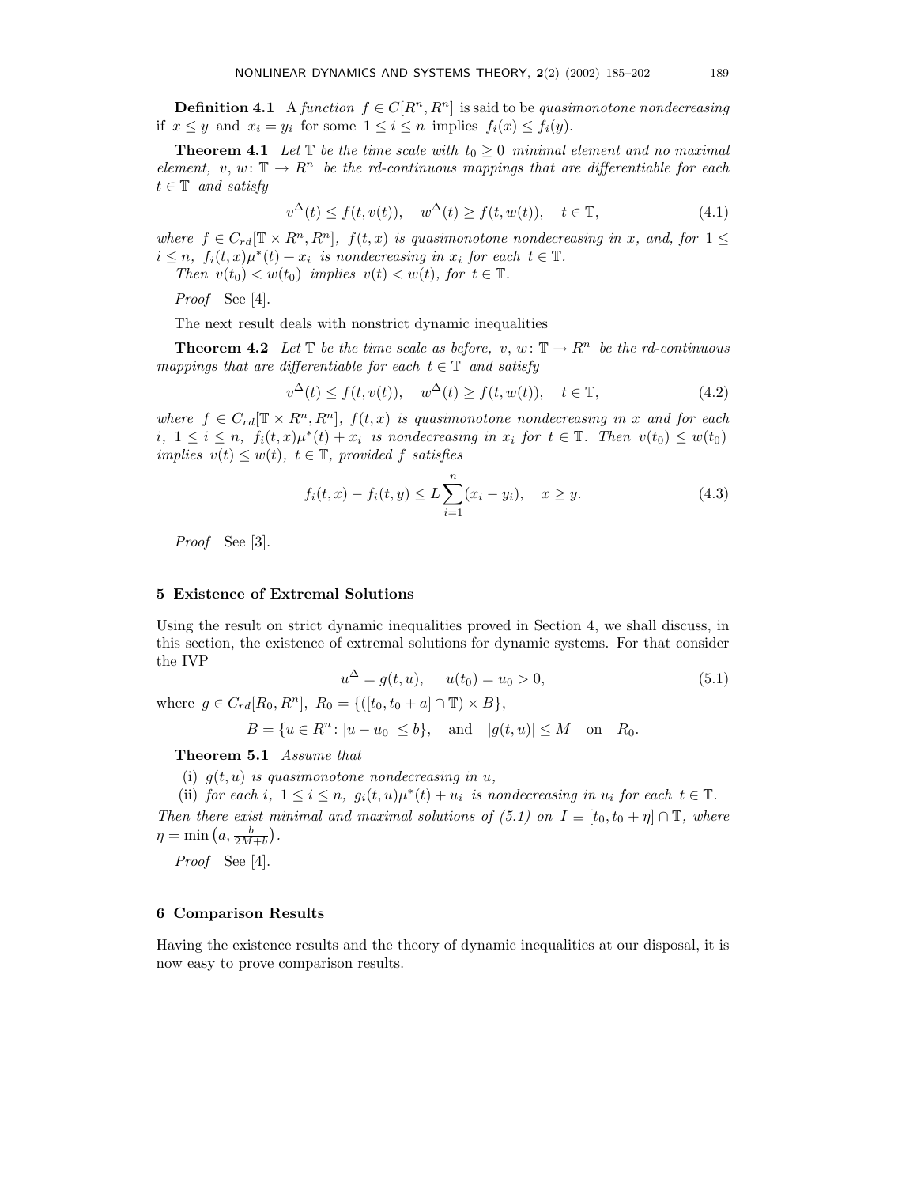**Definition 4.1** A *function* $f \in C[R^n, R^n]$ is said to be *quasimonotone nondecreasing* if $x \leq y$ and $x_i = y_i$ for some $1 \leq i \leq n$ implies $f_i(x) \leq f_i(y)$.

**Theorem 4.1** *Let $\mathbb{T}$ be the time scale with $t_0 \geq 0$ minimal element and no maximal element, $v, w \colon \mathbb{T} \to R^n$ be the rd-continuous mappings that are differentiable for each $t \in \mathbb{T}$ and satisfy*

$$v^{\Delta}(t) \leq f(t, v(t)), \quad w^{\Delta}(t) \geq f(t, w(t)), \quad t \in \mathbb{T}, \tag{4.1}$$

*where $f \in C_{rd}[\mathbb{T} \times R^n, R^n]$, $f(t,x)$ is quasimonotone nondecreasing in $x$, and, for $1 \leq i \leq n$, $f_i(t,x)\mu^*(t) + x_i$ is nondecreasing in $x_i$ for each $t \in \mathbb{T}$.*

*Then $v(t_0) < w(t_0)$ implies $v(t) < w(t)$, for $t \in \mathbb{T}$.*

*Proof* See [4].

The next result deals with nonstrict dynamic inequalities

**Theorem 4.2** *Let $\mathbb{T}$ be the time scale as before, $v, w \colon \mathbb{T} \to R^n$ be the rd-continuous mappings that are differentiable for each $t \in \mathbb{T}$ and satisfy*

$$v^{\Delta}(t) \leq f(t, v(t)), \quad w^{\Delta}(t) \geq f(t, w(t)), \quad t \in \mathbb{T}, \tag{4.2}$$

*where $f \in C_{rd}[\mathbb{T} \times R^n, R^n]$, $f(t,x)$ is quasimonotone nondecreasing in $x$ and for each $i$, $1 \leq i \leq n$, $f_i(t,x)\mu^*(t) + x_i$ is nondecreasing in $x_i$ for $t \in \mathbb{T}$. Then $v(t_0) \leq w(t_0)$ implies $v(t) \leq w(t)$, $t \in \mathbb{T}$, provided $f$ satisfies*

$$f_i(t,x) - f_i(t,y) \leq L \sum_{i=1}^{n} (x_i - y_i), \quad x \geq y. \tag{4.3}$$

*Proof* See [3].

## 5 Existence of Extremal Solutions

Using the result on strict dynamic inequalities proved in Section 4, we shall discuss, in this section, the existence of extremal solutions for dynamic systems. For that consider the IVP

$$u^{\Delta} = g(t,u), \quad u(t_0) = u_0 > 0, \tag{5.1}$$

where $g \in C_{rd}[R_0, R^n]$, $R_0 = \{([t_0, t_0 + a] \cap \mathbb{T}) \times B\}$,

$$B = \{u \in R^n \colon |u - u_0| \leq b\}, \quad \text{and} \quad |g(t,u)| \leq M \quad \text{on} \quad R_0.$$

**Theorem 5.1** *Assume that*

(i) *$g(t,u)$ is quasimonotone nondecreasing in $u$,*

(ii) *for each $i$, $1 \leq i \leq n$, $g_i(t,u)\mu^*(t) + u_i$ is nondecreasing in $u_i$ for each $t \in \mathbb{T}$.*

*Then there exist minimal and maximal solutions of (5.1) on $I \equiv [t_0, t_0 + \eta] \cap \mathbb{T}$, where $\eta = \min\left(a, \frac{b}{2M+b}\right)$.*

*Proof* See [4].

## 6 Comparison Results

Having the existence results and the theory of dynamic inequalities at our disposal, it is now easy to prove comparison results.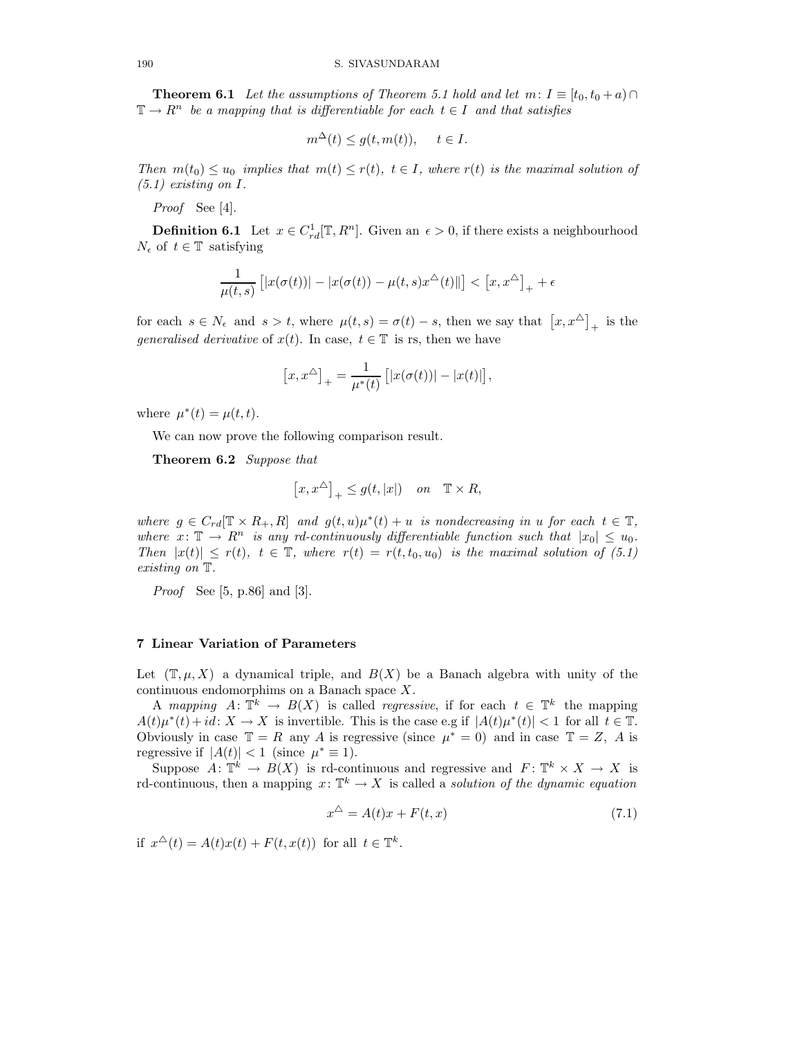**Theorem 6.1** *Let the assumptions of Theorem 5.1 hold and let $m\colon I \equiv [t_0, t_0 + a) \cap \mathbb{T} \to R^n$ be a mapping that is differentiable for each $t \in I$ and that satisfies*

$$m^{\Delta}(t) \leq g(t, m(t)), \quad t \in I.$$

*Then $m(t_0) \leq u_0$ implies that $m(t) \leq r(t)$, $t \in I$, where $r(t)$ is the maximal solution of (5.1) existing on $I$.*

*Proof* See [4].

**Definition 6.1** Let $x \in C^1_{rd}[\mathbb{T}, R^n]$. Given an $\epsilon > 0$, if there exists a neighbourhood $N_\epsilon$ of $t \in \mathbb{T}$ satisfying

$$\frac{1}{\mu(t,s)} \left[ |x(\sigma(t))| - |x(\sigma(t)) - \mu(t,s) x^{\triangle}(t)\|\right] < \left[x, x^{\triangle}\right]_+ + \epsilon$$

for each $s \in N_\epsilon$ and $s > t$, where $\mu(t,s) = \sigma(t) - s$, then we say that $\left[x, x^{\triangle}\right]_+$ is the *generalised derivative* of $x(t)$. In case, $t \in \mathbb{T}$ is rs, then we have

$$\left[x, x^{\triangle}\right]_+ = \frac{1}{\mu^*(t)} \left[ |x(\sigma(t))| - |x(t)| \right],$$

where $\mu^*(t) = \mu(t,t)$.

We can now prove the following comparison result.

**Theorem 6.2** *Suppose that*

$$\left[x, x^{\triangle}\right]_+ \leq g(t, |x|) \quad on \quad \mathbb{T} \times R,$$

*where $g \in C_{rd}[\mathbb{T} \times R_+, R]$ and $g(t,u)\mu^*(t) + u$ is nondecreasing in $u$ for each $t \in \mathbb{T}$, where $x\colon \mathbb{T} \to R^n$ is any rd-continuously differentiable function such that $|x_0| \leq u_0$. Then $|x(t)| \leq r(t)$, $t \in \mathbb{T}$, where $r(t) = r(t, t_0, u_0)$ is the maximal solution of (5.1) existing on $\mathbb{T}$.*

*Proof* See [5, p.86] and [3].

## 7 Linear Variation of Parameters

Let $(\mathbb{T}, \mu, X)$ a dynamical triple, and $B(X)$ be a Banach algebra with unity of the continuous endomorphims on a Banach space $X$.

A *mapping* $A\colon \mathbb{T}^k \to B(X)$ is called *regressive*, if for each $t \in \mathbb{T}^k$ the mapping $A(t)\mu^*(t) + id\colon X \to X$ is invertible. This is the case e.g if $|A(t)\mu^*(t)| < 1$ for all $t \in \mathbb{T}$. Obviously in case $\mathbb{T} = R$ any $A$ is regressive (since $\mu^* = 0$) and in case $\mathbb{T} = Z$, $A$ is regressive if $|A(t)| < 1$ (since $\mu^* \equiv 1$).

Suppose $A\colon \mathbb{T}^k \to B(X)$ is rd-continuous and regressive and $F\colon \mathbb{T}^k \times X \to X$ is rd-continuous, then a mapping $x\colon \mathbb{T}^k \to X$ is called a *solution of the dynamic equation*

$$x^{\triangle} = A(t)x + F(t,x) \tag{7.1}$$

if $x^{\triangle}(t) = A(t)x(t) + F(t, x(t))$ for all $t \in \mathbb{T}^k$.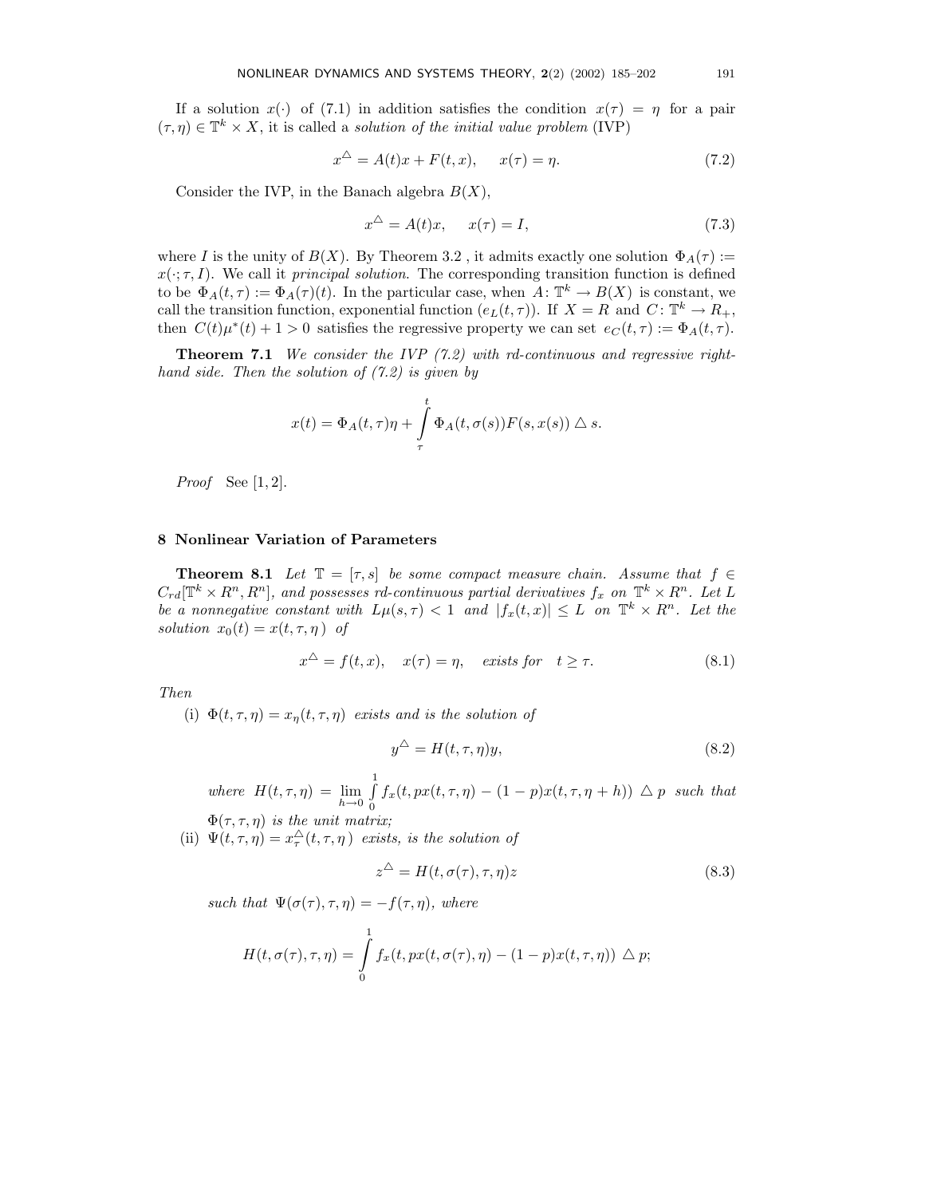If a solution $x(\cdot)$ of (7.1) in addition satisfies the condition $x(\tau) = \eta$ for a pair $(\tau, \eta) \in \mathbb{T}^k \times X$, it is called a *solution of the initial value problem* (IVP)

$$x^{\triangle} = A(t)x + F(t,x), \quad x(\tau) = \eta. \tag{7.2}$$

Consider the IVP, in the Banach algebra $B(X)$,

$$x^{\triangle} = A(t)x, \quad x(\tau) = I, \tag{7.3}$$

where $I$ is the unity of $B(X)$. By Theorem 3.2 , it admits exactly one solution $\Phi_A(\tau) := x(\cdot;\tau, I)$. We call it *principal solution*. The corresponding transition function is defined to be $\Phi_A(t,\tau) := \Phi_A(\tau)(t)$. In the particular case, when $A\colon \mathbb{T}^k \to B(X)$ is constant, we call the transition function, exponential function $(e_L(t,\tau))$. If $X = R$ and $C\colon \mathbb{T}^k \to R_+$, then $C(t)\mu^*(t) + 1 > 0$ satisfies the regressive property we can set $e_C(t,\tau) := \Phi_A(t,\tau)$.

**Theorem 7.1** *We consider the IVP (7.2) with rd-continuous and regressive right-hand side. Then the solution of (7.2) is given by*

$$x(t) = \Phi_A(t,\tau)\eta + \int_{\tau}^{t} \Phi_A(t,\sigma(s))F(s,x(s)) \triangle s.$$

*Proof* See [1, 2].

## 8 Nonlinear Variation of Parameters

**Theorem 8.1** *Let $\mathbb{T} = [\tau, s]$ be some compact measure chain. Assume that $f \in C_{rd}[\mathbb{T}^k \times R^n, R^n]$, and possesses rd-continuous partial derivatives $f_x$ on $\mathbb{T}^k \times R^n$. Let $L$ be a nonnegative constant with $L\mu(s,\tau) < 1$ and $|f_x(t,x)| \le L$ on $\mathbb{T}^k \times R^n$. Let the solution $x_0(t) = x(t,\tau,\eta)$ of*

$$x^{\triangle} = f(t,x), \quad x(\tau) = \eta, \quad \textit{exists for} \quad t \ge \tau. \tag{8.1}$$

*Then*

(i) *$\Phi(t,\tau,\eta) = x_\eta(t,\tau,\eta)$ exists and is the solution of*

$$y^{\triangle} = H(t,\tau,\eta)y, \tag{8.2}$$

*where $H(t,\tau,\eta) = \lim\limits_{h\to 0} \int_0^1 f_x(t, px(t,\tau,\eta) - (1-p)x(t,\tau,\eta+h)) \triangle p$ such that $\Phi(\tau,\tau,\eta)$ is the unit matrix;*

(ii) *$\Psi(t,\tau,\eta) = x_\tau^{\triangle}(t,\tau,\eta)$ exists, is the solution of*

$$z^{\triangle} = H(t,\sigma(\tau),\tau,\eta)z \tag{8.3}$$

*such that $\Psi(\sigma(\tau),\tau,\eta) = -f(\tau,\eta)$, where*

$$H(t,\sigma(\tau),\tau,\eta) = \int_0^1 f_x(t, px(t,\sigma(\tau),\eta) - (1-p)x(t,\tau,\eta)) \triangle p;$$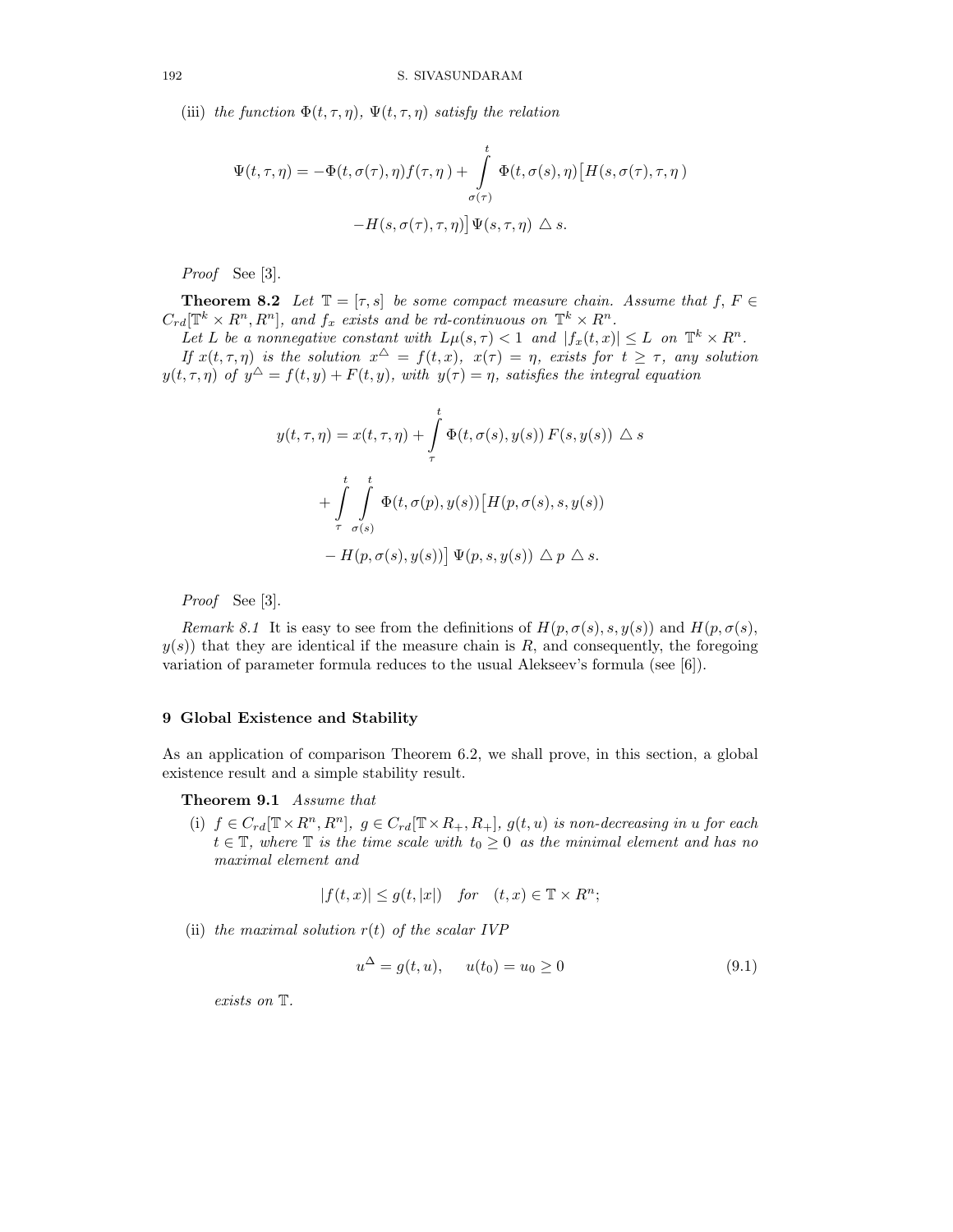(iii) *the function* $\Phi(t,\tau,\eta)$*,* $\Psi(t,\tau,\eta)$ *satisfy the relation*

$$\Psi(t,\tau,\eta) = -\Phi(t,\sigma(\tau),\eta) f(\tau,\eta) + \int_{\sigma(\tau)}^{t} \Phi(t,\sigma(s),\eta)\big[H(s,\sigma(\tau),\tau,\eta) - H(s,\sigma(\tau),\tau,\eta)\big]\Psi(s,\tau,\eta) \triangle s.$$

*Proof* See [3].

**Theorem 8.2** *Let* $\mathbb{T} = [\tau, s]$ *be some compact measure chain. Assume that* $f, F \in C_{rd}[\mathbb{T}^k \times R^n, R^n]$*, and* $f_x$ *exists and be rd-continuous on* $\mathbb{T}^k \times R^n$*.*

*Let* $L$ *be a nonnegative constant with* $L\mu(s,\tau) < 1$ *and* $|f_x(t,x)| \le L$ *on* $\mathbb{T}^k \times R^n$*.*

*If* $x(t,\tau,\eta)$ *is the solution* $x^{\triangle} = f(t,x)$*,* $x(\tau) = \eta$*, exists for* $t \ge \tau$*, any solution* $y(t,\tau,\eta)$ *of* $y^{\triangle} = f(t,y) + F(t,y)$*, with* $y(\tau) = \eta$*, satisfies the integral equation*

$$y(t,\tau,\eta) = x(t,\tau,\eta) + \int_{\tau}^{t} \Phi(t,\sigma(s),y(s))\, F(s,y(s)) \triangle s + \int_{\tau}^{t}\int_{\sigma(s)}^{t} \Phi(t,\sigma(p),y(s))\big[H(p,\sigma(s),s,y(s)) - H(p,\sigma(s),y(s))\big]\, \Psi(p,s,y(s)) \triangle p \triangle s.$$

*Proof* See [3].

*Remark 8.1* It is easy to see from the definitions of $H(p,\sigma(s),s,y(s))$ and $H(p,\sigma(s),y(s))$ that they are identical if the measure chain is $R$, and consequently, the foregoing variation of parameter formula reduces to the usual Alekseev's formula (see [6]).

## 9 Global Existence and Stability

As an application of comparison Theorem 6.2, we shall prove, in this section, a global existence result and a simple stability result.

**Theorem 9.1** *Assume that*

(i) $f \in C_{rd}[\mathbb{T} \times R^n, R^n]$*,* $g \in C_{rd}[\mathbb{T} \times R_+, R_+]$*,* $g(t,u)$ *is non-decreasing in* $u$ *for each* $t \in \mathbb{T}$*, where* $\mathbb{T}$ *is the time scale with* $t_0 \ge 0$ *as the minimal element and has no maximal element and*

$$|f(t,x)| \le g(t,|x|) \quad \text{for} \quad (t,x) \in \mathbb{T} \times R^n;$$

(ii) *the maximal solution* $r(t)$ *of the scalar IVP*

$$u^{\Delta} = g(t,u), \qquad u(t_0) = u_0 \ge 0 \tag{9.1}$$

*exists on* $\mathbb{T}$*.*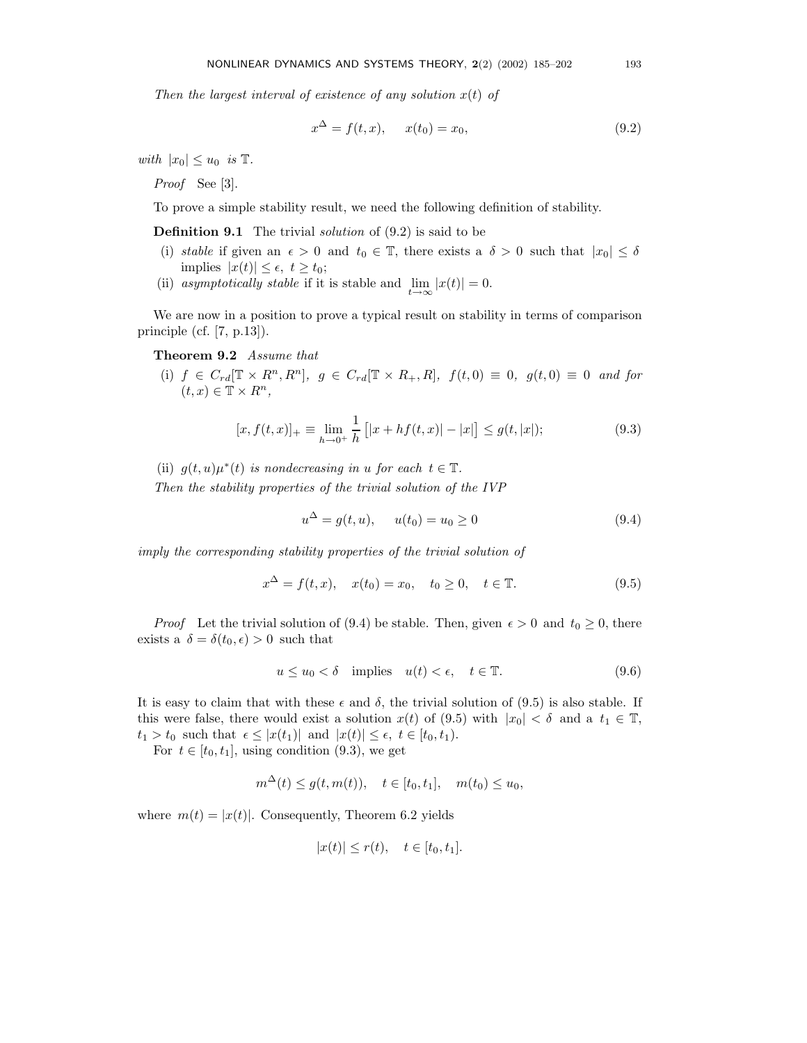*Then the largest interval of existence of any solution $x(t)$ of*

$$x^{\Delta} = f(t, x), \quad x(t_0) = x_0, \tag{9.2}$$

*with $|x_0| \le u_0$ is $\mathbb{T}$.*

*Proof* See [3].

To prove a simple stability result, we need the following definition of stability.

**Definition 9.1** The trivial *solution* of (9.2) is said to be

- (i) *stable* if given an $\epsilon > 0$ and $t_0 \in \mathbb{T}$, there exists a $\delta > 0$ such that $|x_0| \le \delta$ implies $|x(t)| \le \epsilon$, $t \ge t_0$;
- (ii) *asymptotically stable* if it is stable and $\lim\limits_{t\to\infty} |x(t)| = 0$.

We are now in a position to prove a typical result on stability in terms of comparison principle (cf. [7, p.13]).

**Theorem 9.2** *Assume that*

- (i) $f \in C_{rd}[\mathbb{T} \times R^n, R^n]$, $g \in C_{rd}[\mathbb{T} \times R_+, R]$, $f(t, 0) \equiv 0$, $g(t, 0) \equiv 0$ *and for* $(t, x) \in \mathbb{T} \times R^n$,

$$[x, f(t, x)]_+ \equiv \lim_{h\to 0^+} \frac{1}{h}\left[|x + hf(t, x)| - |x|\right] \le g(t, |x|); \tag{9.3}$$

- (ii) $g(t, u)\mu^*(t)$ *is nondecreasing in $u$ for each $t \in \mathbb{T}$.*

*Then the stability properties of the trivial solution of the IVP*

$$u^{\Delta} = g(t, u), \quad u(t_0) = u_0 \ge 0 \tag{9.4}$$

*imply the corresponding stability properties of the trivial solution of*

$$x^{\Delta} = f(t, x), \quad x(t_0) = x_0, \quad t_0 \ge 0, \quad t \in \mathbb{T}. \tag{9.5}$$

*Proof* Let the trivial solution of (9.4) be stable. Then, given $\epsilon > 0$ and $t_0 \ge 0$, there exists a $\delta = \delta(t_0, \epsilon) > 0$ such that

$$u \le u_0 < \delta \quad \text{implies} \quad u(t) < \epsilon, \quad t \in \mathbb{T}. \tag{9.6}$$

It is easy to claim that with these $\epsilon$ and $\delta$, the trivial solution of (9.5) is also stable. If this were false, there would exist a solution $x(t)$ of (9.5) with $|x_0| < \delta$ and a $t_1 \in \mathbb{T}$, $t_1 > t_0$ such that $\epsilon \le |x(t_1)|$ and $|x(t)| \le \epsilon$, $t \in [t_0, t_1)$.

For $t \in [t_0, t_1]$, using condition (9.3), we get

$$m^{\Delta}(t) \le g(t, m(t)), \quad t \in [t_0, t_1], \quad m(t_0) \le u_0,$$

where $m(t) = |x(t)|$. Consequently, Theorem 6.2 yields

$$|x(t)| \le r(t), \quad t \in [t_0, t_1].$$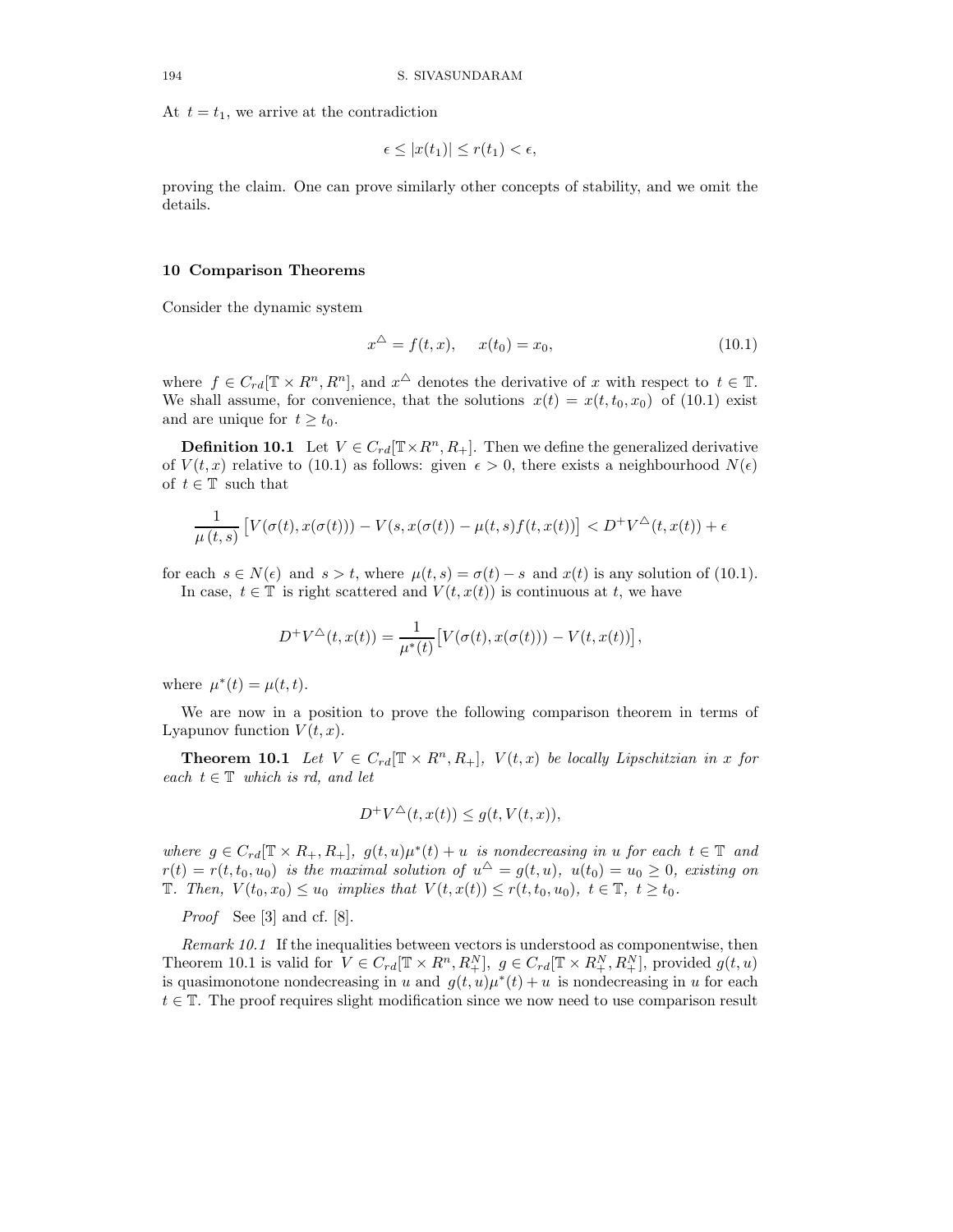At $t = t_1$, we arrive at the contradiction

$$\epsilon \leq |x(t_1)| \leq r(t_1) < \epsilon,$$

proving the claim. One can prove similarly other concepts of stability, and we omit the details.

## 10 Comparison Theorems

Consider the dynamic system

$$x^{\triangle} = f(t, x), \quad x(t_0) = x_0, \tag{10.1}$$

where $f \in C_{rd}[\mathbb{T} \times R^n, R^n]$, and $x^{\triangle}$ denotes the derivative of $x$ with respect to $t \in \mathbb{T}$. We shall assume, for convenience, that the solutions $x(t) = x(t, t_0, x_0)$ of (10.1) exist and are unique for $t \geq t_0$.

**Definition 10.1** Let $V \in C_{rd}[\mathbb{T} \times R^n, R_+]$. Then we define the generalized derivative of $V(t, x)$ relative to (10.1) as follows: given $\epsilon > 0$, there exists a neighbourhood $N(\epsilon)$ of $t \in \mathbb{T}$ such that

$$\frac{1}{\mu(t, s)} \left[ V(\sigma(t), x(\sigma(t))) - V(s, x(\sigma(t)) - \mu(t, s) f(t, x(t)) \right] < D^+ V^{\triangle}(t, x(t)) + \epsilon$$

for each $s \in N(\epsilon)$ and $s > t$, where $\mu(t, s) = \sigma(t) - s$ and $x(t)$ is any solution of (10.1).

In case, $t \in \mathbb{T}$ is right scattered and $V(t, x(t))$ is continuous at $t$, we have

$$D^+ V^{\triangle}(t, x(t)) = \frac{1}{\mu^*(t)} \left[ V(\sigma(t), x(\sigma(t))) - V(t, x(t)) \right],$$

where $\mu^*(t) = \mu(t, t)$.

We are now in a position to prove the following comparison theorem in terms of Lyapunov function $V(t, x)$.

**Theorem 10.1** *Let $V \in C_{rd}[\mathbb{T} \times R^n, R_+]$, $V(t, x)$ be locally Lipschitzian in $x$ for each $t \in \mathbb{T}$ which is rd, and let*

$$D^+ V^{\triangle}(t, x(t)) \leq g(t, V(t, x)),$$

*where $g \in C_{rd}[\mathbb{T} \times R_+, R_+]$, $g(t, u)\mu^*(t) + u$ is nondecreasing in $u$ for each $t \in \mathbb{T}$ and $r(t) = r(t, t_0, u_0)$ is the maximal solution of $u^{\triangle} = g(t, u)$, $u(t_0) = u_0 \geq 0$, existing on $\mathbb{T}$. Then, $V(t_0, x_0) \leq u_0$ implies that $V(t, x(t)) \leq r(t, t_0, u_0)$, $t \in \mathbb{T}$, $t \geq t_0$.*

*Proof* See [3] and cf. [8].

*Remark 10.1* If the inequalities between vectors is understood as componentwise, then Theorem 10.1 is valid for $V \in C_{rd}[\mathbb{T} \times R^n, R^N_+]$, $g \in C_{rd}[\mathbb{T} \times R^N_+, R^N_+]$, provided $g(t, u)$ is quasimonotone nondecreasing in $u$ and $g(t, u)\mu^*(t) + u$ is nondecreasing in $u$ for each $t \in \mathbb{T}$. The proof requires slight modification since we now need to use comparison result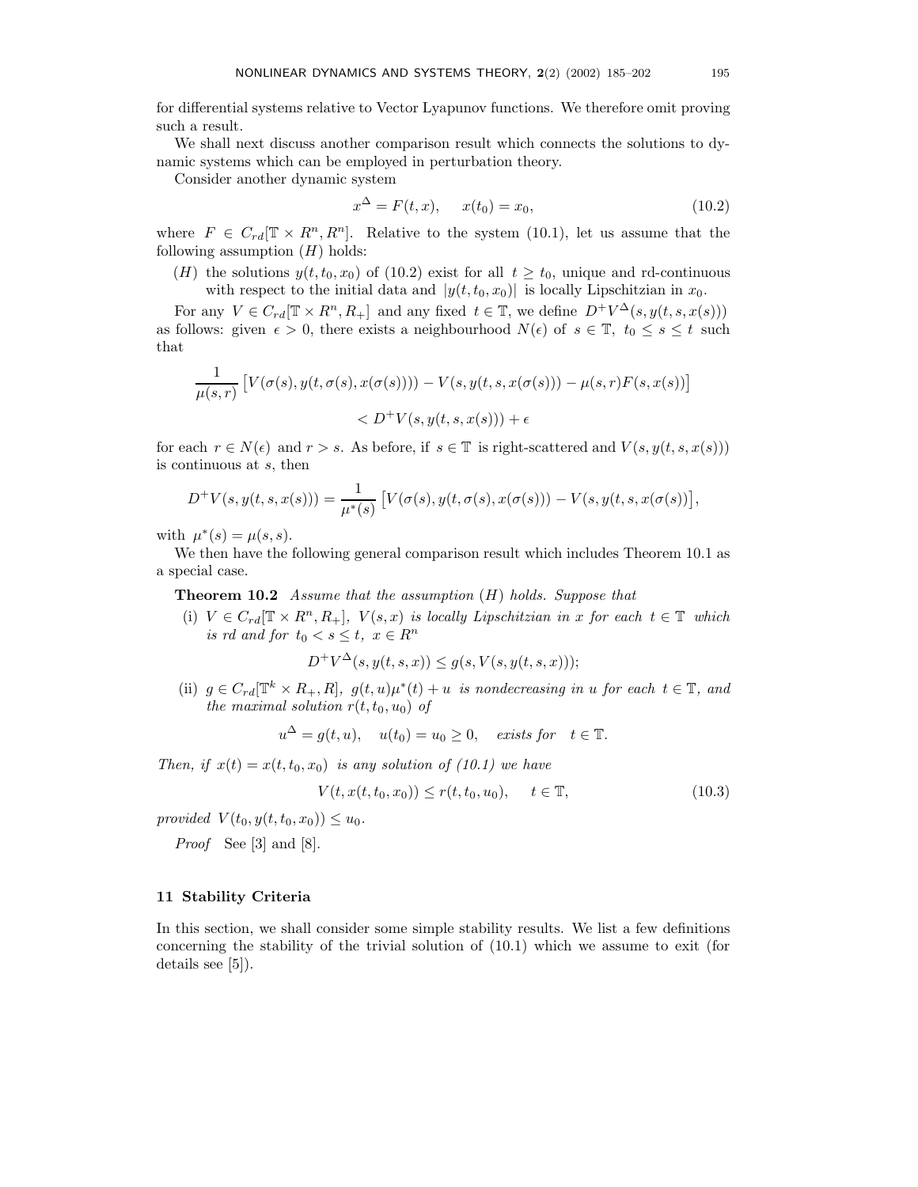for differential systems relative to Vector Lyapunov functions. We therefore omit proving such a result.

We shall next discuss another comparison result which connects the solutions to dynamic systems which can be employed in perturbation theory.

Consider another dynamic system

$$x^{\Delta} = F(t,x), \quad x(t_0) = x_0, \tag{10.2}$$

where $F \in C_{rd}[\mathbb{T} \times R^n, R^n]$. Relative to the system (10.1), let us assume that the following assumption $(H)$ holds:

$(H)$ the solutions $y(t,t_0,x_0)$ of (10.2) exist for all $t \geq t_0$, unique and rd-continuous with respect to the initial data and $|y(t,t_0,x_0)|$ is locally Lipschitzian in $x_0$.

For any $V \in C_{rd}[\mathbb{T} \times R^n, R_+]$ and any fixed $t \in \mathbb{T}$, we define $D^+V^{\Delta}(s, y(t,s,x(s)))$ as follows: given $\epsilon > 0$, there exists a neighbourhood $N(\epsilon)$ of $s \in \mathbb{T}$, $t_0 \leq s \leq t$ such that

$$\frac{1}{\mu(s,r)}\big[V(\sigma(s), y(t,\sigma(s),x(\sigma(s)))) - V(s, y(t,s,x(\sigma(s))) - \mu(s,r)F(s,x(s))\big]$$
$$< D^+V(s,y(t,s,x(s))) + \epsilon$$

for each $r \in N(\epsilon)$ and $r > s$. As before, if $s \in \mathbb{T}$ is right-scattered and $V(s, y(t,s,x(s)))$ is continuous at $s$, then

$$D^+V(s,y(t,s,x(s))) = \frac{1}{\mu^*(s)}\big[V(\sigma(s), y(t,\sigma(s),x(\sigma(s))) - V(s, y(t,s,x(\sigma(s))\big],$$

with $\mu^*(s) = \mu(s,s)$.

We then have the following general comparison result which includes Theorem 10.1 as a special case.

**Theorem 10.2** *Assume that the assumption $(H)$ holds. Suppose that*

(i) *$V \in C_{rd}[\mathbb{T} \times R^n, R_+]$, $V(s,x)$ is locally Lipschitzian in $x$ for each $t \in \mathbb{T}$ which is rd and for $t_0 < s \leq t$, $x \in R^n$*

$$D^+V^{\Delta}(s, y(t,s,x)) \leq g(s, V(s, y(t,s,x)));$$

(ii) *$g \in C_{rd}[\mathbb{T}^k \times R_+, R]$, $g(t,u)\mu^*(t) + u$ is nondecreasing in $u$ for each $t \in \mathbb{T}$, and the maximal solution $r(t,t_0,u_0)$ of*

$$u^{\Delta} = g(t,u), \quad u(t_0) = u_0 \geq 0, \quad \textit{exists for} \quad t \in \mathbb{T}.$$

*Then, if $x(t) = x(t,t_0,x_0)$ is any solution of (10.1) we have*

$$V(t, x(t,t_0,x_0)) \leq r(t,t_0,u_0), \quad t \in \mathbb{T}, \tag{10.3}$$

*provided $V(t_0, y(t,t_0,x_0)) \leq u_0$.*

*Proof* See [3] and [8].

## 11 Stability Criteria

In this section, we shall consider some simple stability results. We list a few definitions concerning the stability of the trivial solution of (10.1) which we assume to exit (for details see [5]).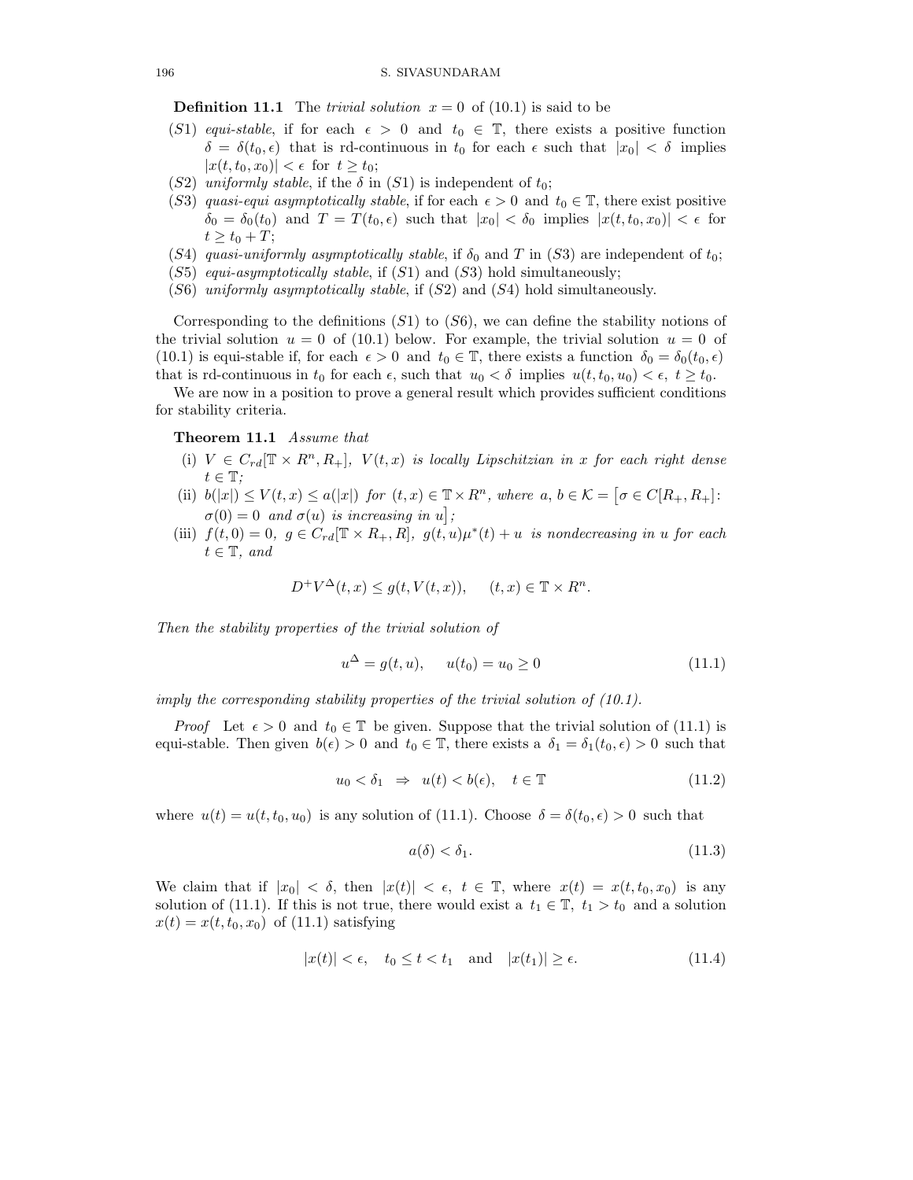**Definition 11.1** The *trivial solution* $x = 0$ of (10.1) is said to be

- $(S1)$ *equi-stable*, if for each $\epsilon > 0$ and $t_0 \in \mathbb{T}$, there exists a positive function $\delta = \delta(t_0, \epsilon)$ that is rd-continuous in $t_0$ for each $\epsilon$ such that $|x_0| < \delta$ implies $|x(t, t_0, x_0)| < \epsilon$ for $t \geq t_0$;
- $(S2)$ *uniformly stable*, if the $\delta$ in $(S1)$ is independent of $t_0$;
- $(S3)$ *quasi-equi asymptotically stable*, if for each $\epsilon > 0$ and $t_0 \in \mathbb{T}$, there exist positive $\delta_0 = \delta_0(t_0)$ and $T = T(t_0, \epsilon)$ such that $|x_0| < \delta_0$ implies $|x(t, t_0, x_0)| < \epsilon$ for $t \geq t_0 + T$;
- $(S4)$ *quasi-uniformly asymptotically stable*, if $\delta_0$ and $T$ in $(S3)$ are independent of $t_0$;
- $(S5)$ *equi-asymptotically stable*, if $(S1)$ and $(S3)$ hold simultaneously;
- $(S6)$ *uniformly asymptotically stable*, if $(S2)$ and $(S4)$ hold simultaneously.

Corresponding to the definitions $(S1)$ to $(S6)$, we can define the stability notions of the trivial solution $u = 0$ of (10.1) below. For example, the trivial solution $u = 0$ of (10.1) is equi-stable if, for each $\epsilon > 0$ and $t_0 \in \mathbb{T}$, there exists a function $\delta_0 = \delta_0(t_0, \epsilon)$ that is rd-continuous in $t_0$ for each $\epsilon$, such that $u_0 < \delta$ implies $u(t, t_0, u_0) < \epsilon$, $t \geq t_0$.

We are now in a position to prove a general result which provides sufficient conditions for stability criteria.

**Theorem 11.1** *Assume that*

- (i) $V \in C_{rd}[\mathbb{T} \times R^n, R_+]$, *$V(t, x)$ is locally Lipschitzian in $x$ for each right dense $t \in \mathbb{T}$;*
- (ii) $b(|x|) \leq V(t, x) \leq a(|x|)$ *for* $(t, x) \in \mathbb{T} \times R^n$, *where* $a, b \in \mathcal{K} = \big[\sigma \in C[R_+, R_+]\colon \sigma(0) = 0$ *and $\sigma(u)$ is increasing in $u$*$\big]$*;*
- (iii) $f(t, 0) = 0$, $g \in C_{rd}[\mathbb{T} \times R_+, R]$, *$g(t, u)\mu^*(t) + u$ is nondecreasing in $u$ for each $t \in \mathbb{T}$, and*

$$D^+ V^\Delta(t, x) \leq g(t, V(t, x)), \qquad (t, x) \in \mathbb{T} \times R^n.$$

*Then the stability properties of the trivial solution of*

$$u^\Delta = g(t, u), \qquad u(t_0) = u_0 \geq 0 \tag{11.1}$$

*imply the corresponding stability properties of the trivial solution of (10.1).*

*Proof* Let $\epsilon > 0$ and $t_0 \in \mathbb{T}$ be given. Suppose that the trivial solution of (11.1) is equi-stable. Then given $b(\epsilon) > 0$ and $t_0 \in \mathbb{T}$, there exists a $\delta_1 = \delta_1(t_0, \epsilon) > 0$ such that

$$u_0 < \delta_1 \;\; \Rightarrow \;\; u(t) < b(\epsilon), \quad t \in \mathbb{T} \tag{11.2}$$

where $u(t) = u(t, t_0, u_0)$ is any solution of (11.1). Choose $\delta = \delta(t_0, \epsilon) > 0$ such that

$$a(\delta) < \delta_1. \tag{11.3}$$

We claim that if $|x_0| < \delta$, then $|x(t)| < \epsilon$, $t \in \mathbb{T}$, where $x(t) = x(t, t_0, x_0)$ is any solution of (11.1). If this is not true, there would exist a $t_1 \in \mathbb{T}$, $t_1 > t_0$ and a solution $x(t) = x(t, t_0, x_0)$ of (11.1) satisfying

$$|x(t)| < \epsilon, \quad t_0 \leq t < t_1 \quad \text{and} \quad |x(t_1)| \geq \epsilon. \tag{11.4}$$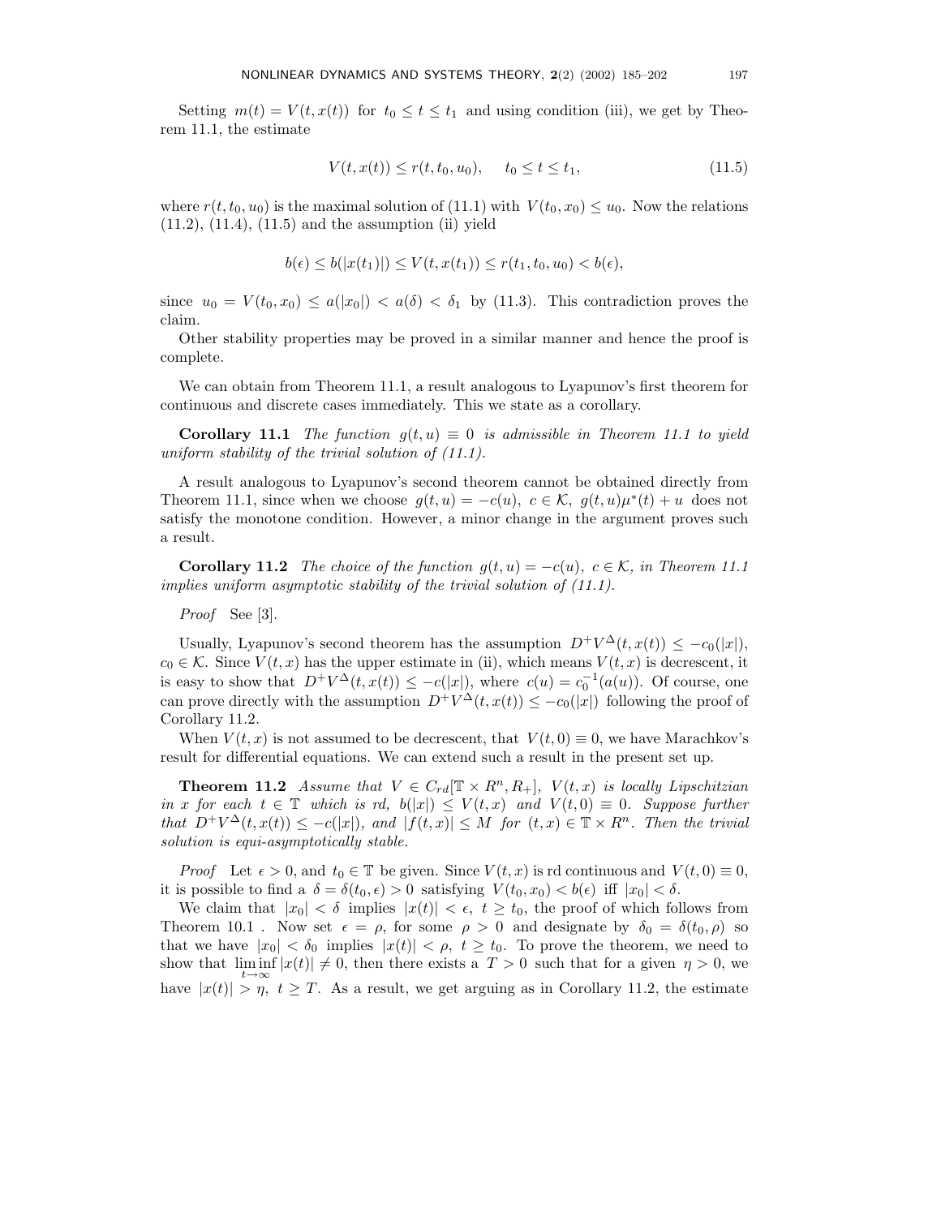Setting $m(t) = V(t, x(t))$ for $t_0 \leq t \leq t_1$ and using condition (iii), we get by Theorem 11.1, the estimate

$$V(t, x(t)) \leq r(t, t_0, u_0), \quad t_0 \leq t \leq t_1, \tag{11.5}$$

where $r(t, t_0, u_0)$ is the maximal solution of (11.1) with $V(t_0, x_0) \leq u_0$. Now the relations (11.2), (11.4), (11.5) and the assumption (ii) yield

$$b(\epsilon) \leq b(|x(t_1)|) \leq V(t, x(t_1)) \leq r(t_1, t_0, u_0) < b(\epsilon),$$

since $u_0 = V(t_0, x_0) \leq a(|x_0|) < a(\delta) < \delta_1$ by (11.3). This contradiction proves the claim.

Other stability properties may be proved in a similar manner and hence the proof is complete.

We can obtain from Theorem 11.1, a result analogous to Lyapunov's first theorem for continuous and discrete cases immediately. This we state as a corollary.

**Corollary 11.1** *The function $g(t, u) \equiv 0$ is admissible in Theorem 11.1 to yield uniform stability of the trivial solution of (11.1).*

A result analogous to Lyapunov's second theorem cannot be obtained directly from Theorem 11.1, since when we choose $g(t, u) = -c(u)$, $c \in \mathcal{K}$, $g(t, u)\mu^*(t) + u$ does not satisfy the monotone condition. However, a minor change in the argument proves such a result.

**Corollary 11.2** *The choice of the function $g(t, u) = -c(u)$, $c \in \mathcal{K}$, in Theorem 11.1 implies uniform asymptotic stability of the trivial solution of (11.1).*

*Proof* See [3].

Usually, Lyapunov's second theorem has the assumption $D^+V^\Delta(t, x(t)) \leq -c_0(|x|)$, $c_0 \in \mathcal{K}$. Since $V(t, x)$ has the upper estimate in (ii), which means $V(t, x)$ is decrescent, it is easy to show that $D^+V^\Delta(t, x(t)) \leq -c(|x|)$, where $c(u) = c_0^{-1}(a(u))$. Of course, one can prove directly with the assumption $D^+V^\Delta(t, x(t)) \leq -c_0(|x|)$ following the proof of Corollary 11.2.

When $V(t, x)$ is not assumed to be decrescent, that $V(t, 0) \equiv 0$, we have Marachkov's result for differential equations. We can extend such a result in the present set up.

**Theorem 11.2** *Assume that $V \in C_{rd}[\mathbb{T} \times R^n, R_+]$, $V(t, x)$ is locally Lipschitzian in $x$ for each $t \in \mathbb{T}$ which is rd, $b(|x|) \leq V(t, x)$ and $V(t, 0) \equiv 0$. Suppose further that $D^+V^\Delta(t, x(t)) \leq -c(|x|)$, and $|f(t, x)| \leq M$ for $(t, x) \in \mathbb{T} \times R^n$. Then the trivial solution is equi-asymptotically stable.*

*Proof* Let $\epsilon > 0$, and $t_0 \in \mathbb{T}$ be given. Since $V(t, x)$ is rd continuous and $V(t, 0) \equiv 0$, it is possible to find a $\delta = \delta(t_0, \epsilon) > 0$ satisfying $V(t_0, x_0) < b(\epsilon)$ iff $|x_0| < \delta$.

We claim that $|x_0| < \delta$ implies $|x(t)| < \epsilon$, $t \geq t_0$, the proof of which follows from Theorem 10.1 . Now set $\epsilon = \rho$, for some $\rho > 0$ and designate by $\delta_0 = \delta(t_0, \rho)$ so that we have $|x_0| < \delta_0$ implies $|x(t)| < \rho$, $t \geq t_0$. To prove the theorem, we need to show that $\liminf_{t \to \infty} |x(t)| \neq 0$, then there exists a $T > 0$ such that for a given $\eta > 0$, we have $|x(t)| > \eta$, $t \geq T$. As a result, we get arguing as in Corollary 11.2, the estimate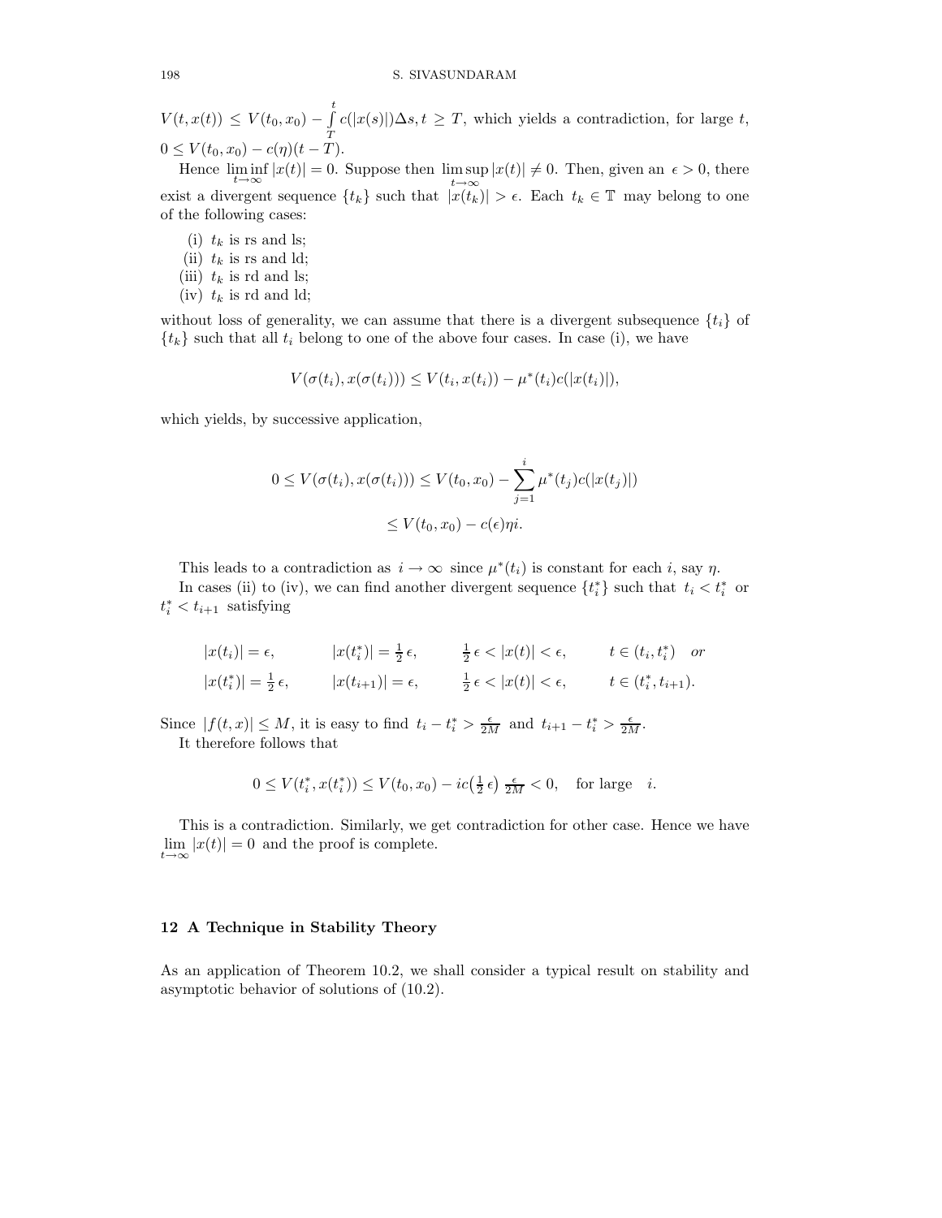$V(t, x(t)) \leq V(t_0, x_0) - \int_T^t c(|x(s)|)\Delta s, t \geq T$, which yields a contradiction, for large $t$, $0 \leq V(t_0, x_0) - c(\eta)(t - T)$.

Hence $\liminf_{t\to\infty} |x(t)| = 0$. Suppose then $\limsup_{t\to\infty} |x(t)| \neq 0$. Then, given an $\epsilon > 0$, there exist a divergent sequence $\{t_k\}$ such that $|x(t_k)| > \epsilon$. Each $t_k \in \mathbb{T}$ may belong to one of the following cases:

(i) $t_k$ is rs and ls;
(ii) $t_k$ is rs and ld;
(iii) $t_k$ is rd and ls;
(iv) $t_k$ is rd and ld;

without loss of generality, we can assume that there is a divergent subsequence $\{t_i\}$ of $\{t_k\}$ such that all $t_i$ belong to one of the above four cases. In case (i), we have

$$V(\sigma(t_i), x(\sigma(t_i))) \leq V(t_i, x(t_i)) - \mu^*(t_i)c(|x(t_i)|),$$

which yields, by successive application,

$$0 \leq V(\sigma(t_i), x(\sigma(t_i))) \leq V(t_0, x_0) - \sum_{j=1}^{i} \mu^*(t_j)c(|x(t_j)|)$$
$$\leq V(t_0, x_0) - c(\epsilon)\eta i.$$

This leads to a contradiction as $i \to \infty$ since $\mu^*(t_i)$ is constant for each $i$, say $\eta$.

In cases (ii) to (iv), we can find another divergent sequence $\{t_i^*\}$ such that $t_i < t_i^*$ or $t_i^* < t_{i+1}$ satisfying

$$|x(t_i)| = \epsilon, \qquad |x(t_i^*)| = \tfrac{1}{2}\,\epsilon, \qquad \tfrac{1}{2}\,\epsilon < |x(t)| < \epsilon, \qquad t \in (t_i, t_i^*) \quad or$$
$$|x(t_i^*)| = \tfrac{1}{2}\,\epsilon, \qquad |x(t_{i+1})| = \epsilon, \qquad \tfrac{1}{2}\,\epsilon < |x(t)| < \epsilon, \qquad t \in (t_i^*, t_{i+1}).$$

Since $|f(t, x)| \leq M$, it is easy to find $t_i - t_i^* > \frac{\epsilon}{2M}$ and $t_{i+1} - t_i^* > \frac{\epsilon}{2M}$.

It therefore follows that

$$0 \leq V(t_i^*, x(t_i^*)) \leq V(t_0, x_0) - ic\big(\tfrac{1}{2}\,\epsilon\big)\,\frac{\epsilon}{2M} < 0, \quad \text{for large} \quad i.$$

This is a contradiction. Similarly, we get contradiction for other case. Hence we have $\lim_{t\to\infty} |x(t)| = 0$ and the proof is complete.

## 12 A Technique in Stability Theory

As an application of Theorem 10.2, we shall consider a typical result on stability and asymptotic behavior of solutions of (10.2).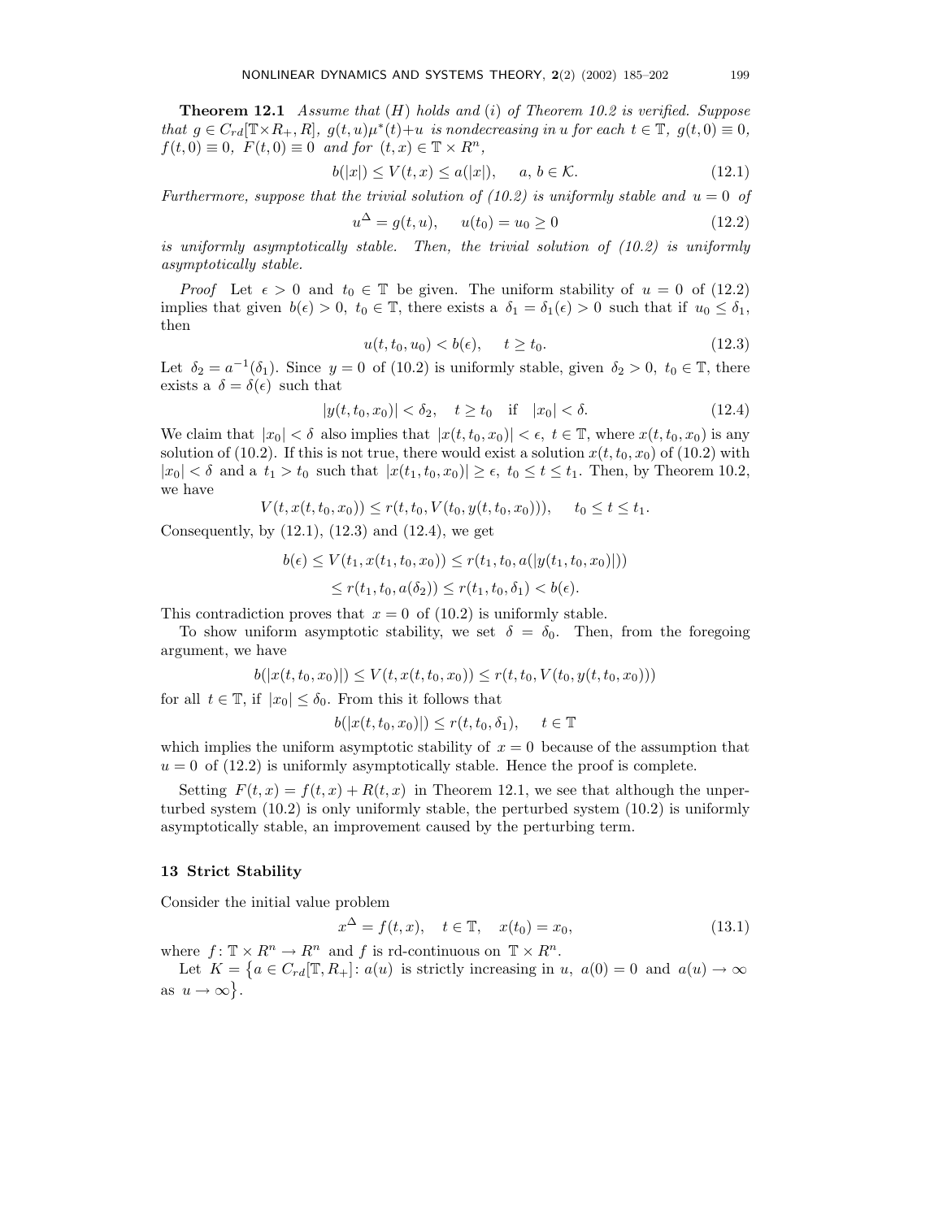**Theorem 12.1** *Assume that* $(H)$ *holds and* $(i)$ *of Theorem 10.2 is verified. Suppose that* $g \in C_{rd}[\mathbb{T}\times R_+, R]$*,* $g(t,u)\mu^*(t)+u$ *is nondecreasing in* $u$ *for each* $t \in \mathbb{T}$*,* $g(t,0) \equiv 0$*,* $f(t,0) \equiv 0$*,* $F(t,0) \equiv 0$ *and for* $(t,x) \in \mathbb{T} \times R^n$*,*

$$b(|x|) \le V(t,x) \le a(|x|), \qquad a,\, b \in \mathcal{K}. \tag{12.1}$$

*Furthermore, suppose that the trivial solution of (10.2) is uniformly stable and* $u = 0$ *of*

$$u^{\Delta} = g(t,u), \qquad u(t_0) = u_0 \ge 0 \tag{12.2}$$

*is uniformly asymptotically stable. Then, the trivial solution of (10.2) is uniformly asymptotically stable.*

*Proof* Let $\epsilon > 0$ and $t_0 \in \mathbb{T}$ be given. The uniform stability of $u = 0$ of (12.2) implies that given $b(\epsilon) > 0$, $t_0 \in \mathbb{T}$, there exists a $\delta_1 = \delta_1(\epsilon) > 0$ such that if $u_0 \le \delta_1$, then

$$u(t,t_0,u_0) < b(\epsilon), \qquad t \ge t_0. \tag{12.3}$$

Let $\delta_2 = a^{-1}(\delta_1)$. Since $y = 0$ of (10.2) is uniformly stable, given $\delta_2 > 0$, $t_0 \in \mathbb{T}$, there exists a $\delta = \delta(\epsilon)$ such that

$$|y(t,t_0,x_0)| < \delta_2, \quad t \ge t_0 \quad \text{if} \quad |x_0| < \delta. \tag{12.4}$$

We claim that $|x_0| < \delta$ also implies that $|x(t,t_0,x_0)| < \epsilon$, $t \in \mathbb{T}$, where $x(t,t_0,x_0)$ is any solution of (10.2). If this is not true, there would exist a solution $x(t,t_0,x_0)$ of (10.2) with $|x_0| < \delta$ and a $t_1 > t_0$ such that $|x(t_1,t_0,x_0)| \ge \epsilon$, $t_0 \le t \le t_1$. Then, by Theorem 10.2, we have

$$V(t,x(t,t_0,x_0)) \le r(t,t_0,V(t_0,y(t,t_0,x_0))), \qquad t_0 \le t \le t_1.$$

Consequently, by (12.1), (12.3) and (12.4), we get

$$\begin{aligned} b(\epsilon) &\le V(t_1,x(t_1,t_0,x_0)) \le r(t_1,t_0,a(|y(t_1,t_0,x_0)|)) \\ &\le r(t_1,t_0,a(\delta_2)) \le r(t_1,t_0,\delta_1) < b(\epsilon). \end{aligned}$$

This contradiction proves that $x = 0$ of (10.2) is uniformly stable.

To show uniform asymptotic stability, we set $\delta = \delta_0$. Then, from the foregoing argument, we have

$$b(|x(t,t_0,x_0)|) \le V(t,x(t,t_0,x_0)) \le r(t,t_0,V(t_0,y(t,t_0,x_0)))$$

for all $t \in \mathbb{T}$, if $|x_0| \le \delta_0$. From this it follows that

$$b(|x(t,t_0,x_0)|) \le r(t,t_0,\delta_1), \qquad t \in \mathbb{T}$$

which implies the uniform asymptotic stability of $x = 0$ because of the assumption that $u = 0$ of (12.2) is uniformly asymptotically stable. Hence the proof is complete.

Setting $F(t,x) = f(t,x) + R(t,x)$ in Theorem 12.1, we see that although the unperturbed system (10.2) is only uniformly stable, the perturbed system (10.2) is uniformly asymptotically stable, an improvement caused by the perturbing term.

## 13 Strict Stability

Consider the initial value problem

$$x^{\Delta} = f(t,x), \quad t \in \mathbb{T}, \quad x(t_0) = x_0, \tag{13.1}$$

where $f\colon \mathbb{T} \times R^n \to R^n$ and $f$ is rd-continuous on $\mathbb{T} \times R^n$.

Let $K = \{a \in C_{rd}[\mathbb{T}, R_+]\colon a(u)$ is strictly increasing in $u$, $a(0) = 0$ and $a(u) \to \infty$ as $u \to \infty\}$.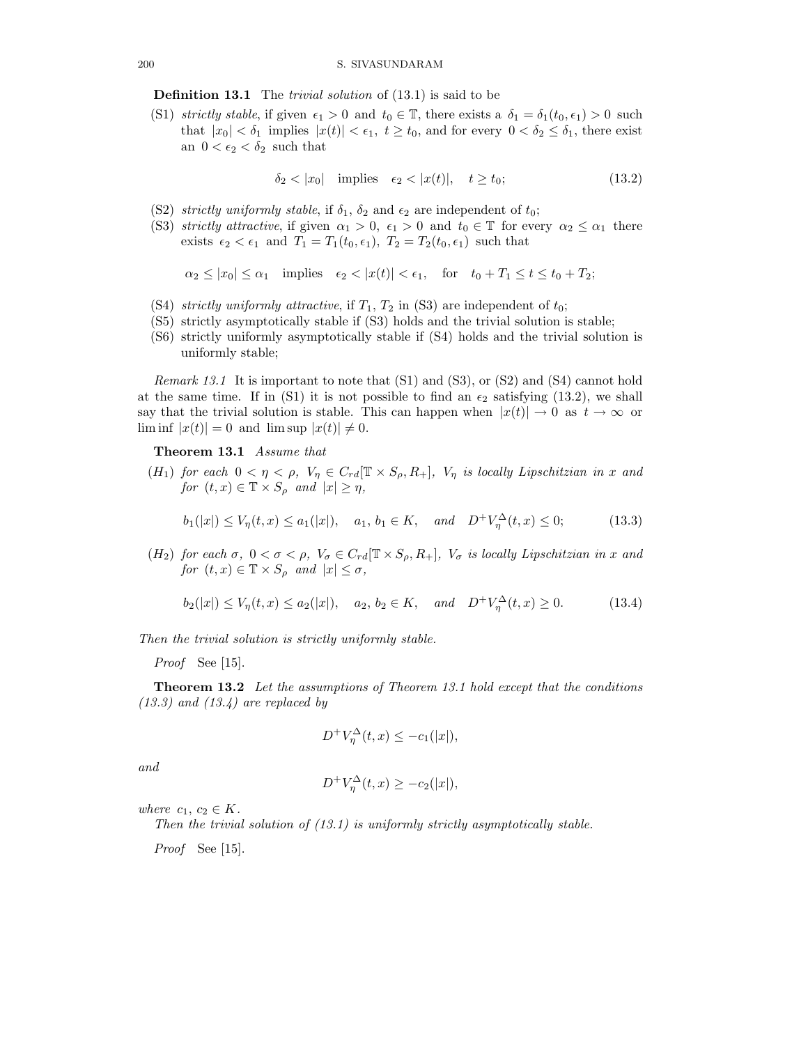**Definition 13.1** The *trivial solution* of (13.1) is said to be

(S1) *strictly stable*, if given $\epsilon_1 > 0$ and $t_0 \in \mathbb{T}$, there exists a $\delta_1 = \delta_1(t_0, \epsilon_1) > 0$ such that $|x_0| < \delta_1$ implies $|x(t)| < \epsilon_1$, $t \geq t_0$, and for every $0 < \delta_2 \leq \delta_1$, there exist an $0 < \epsilon_2 < \delta_2$ such that

$$\delta_2 < |x_0| \quad \text{implies} \quad \epsilon_2 < |x(t)|, \quad t \geq t_0; \tag{13.2}$$

(S2) *strictly uniformly stable*, if $\delta_1$, $\delta_2$ and $\epsilon_2$ are independent of $t_0$;

(S3) *strictly attractive*, if given $\alpha_1 > 0$, $\epsilon_1 > 0$ and $t_0 \in \mathbb{T}$ for every $\alpha_2 \leq \alpha_1$ there exists $\epsilon_2 < \epsilon_1$ and $T_1 = T_1(t_0, \epsilon_1)$, $T_2 = T_2(t_0, \epsilon_1)$ such that

$$\alpha_2 \leq |x_0| \leq \alpha_1 \quad \text{implies} \quad \epsilon_2 < |x(t)| < \epsilon_1, \quad \text{for} \quad t_0 + T_1 \leq t \leq t_0 + T_2;$$

(S4) *strictly uniformly attractive*, if $T_1$, $T_2$ in (S3) are independent of $t_0$;

(S5) strictly asymptotically stable if (S3) holds and the trivial solution is stable;

(S6) strictly uniformly asymptotically stable if (S4) holds and the trivial solution is uniformly stable;

*Remark 13.1* It is important to note that (S1) and (S3), or (S2) and (S4) cannot hold at the same time. If in (S1) it is not possible to find an $\epsilon_2$ satisfying (13.2), we shall say that the trivial solution is stable. This can happen when $|x(t)| \to 0$ as $t \to \infty$ or $\liminf |x(t)| = 0$ and $\limsup |x(t)| \neq 0$.

**Theorem 13.1** *Assume that*

$(H_1)$ *for each* $0 < \eta < \rho$, $V_\eta \in C_{rd}[\mathbb{T} \times S_\rho, R_+]$, $V_\eta$ *is locally Lipschitzian in* $x$ *and for* $(t, x) \in \mathbb{T} \times S_\rho$ *and* $|x| \geq \eta$,

$$b_1(|x|) \leq V_\eta(t, x) \leq a_1(|x|), \quad a_1,\, b_1 \in K, \quad \text{and} \quad D^+ V_\eta^\Delta(t, x) \leq 0; \tag{13.3}$$

$(H_2)$ *for each* $\sigma$, $0 < \sigma < \rho$, $V_\sigma \in C_{rd}[\mathbb{T} \times S_\rho, R_+]$, $V_\sigma$ *is locally Lipschitzian in* $x$ *and for* $(t, x) \in \mathbb{T} \times S_\rho$ *and* $|x| \leq \sigma$,

$$b_2(|x|) \leq V_\eta(t, x) \leq a_2(|x|), \quad a_2,\, b_2 \in K, \quad \text{and} \quad D^+ V_\eta^\Delta(t, x) \geq 0. \tag{13.4}$$

*Then the trivial solution is strictly uniformly stable.*

*Proof* See [15].

**Theorem 13.2** *Let the assumptions of Theorem 13.1 hold except that the conditions (13.3) and (13.4) are replaced by*

$$D^+ V_\eta^\Delta(t, x) \leq -c_1(|x|),$$

*and*

$$D^+ V_\eta^\Delta(t, x) \geq -c_2(|x|),$$

*where* $c_1$, $c_2 \in K$.

*Then the trivial solution of (13.1) is uniformly strictly asymptotically stable.*

*Proof* See [15].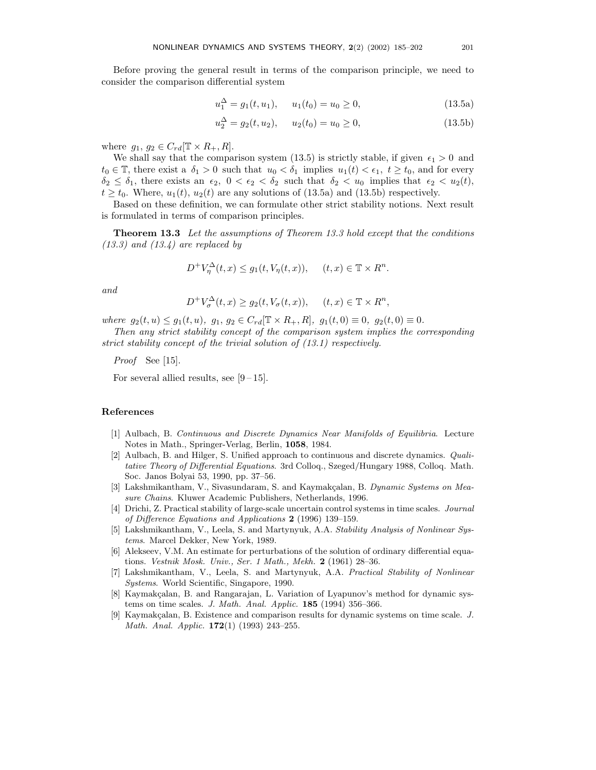Before proving the general result in terms of the comparison principle, we need to consider the comparison differential system

$$u_1^{\Delta} = g_1(t, u_1), \qquad u_1(t_0) = u_0 \geq 0, \tag{13.5a}$$

$$u_2^{\Delta} = g_2(t, u_2), \qquad u_2(t_0) = u_0 \geq 0, \tag{13.5b}$$

where $g_1,\, g_2 \in C_{rd}[\mathbb{T} \times R_+, R]$.

We shall say that the comparison system (13.5) is strictly stable, if given $\epsilon_1 > 0$ and $t_0 \in \mathbb{T}$, there exist a $\delta_1 > 0$ such that $u_0 < \delta_1$ implies $u_1(t) < \epsilon_1$, $t \geq t_0$, and for every $\delta_2 \leq \delta_1$, there exists an $\epsilon_2$, $0 < \epsilon_2 < \delta_2$ such that $\delta_2 < u_0$ implies that $\epsilon_2 < u_2(t)$, $t \geq t_0$. Where, $u_1(t)$, $u_2(t)$ are any solutions of (13.5a) and (13.5b) respectively.

Based on these definition, we can formulate other strict stability notions. Next result is formulated in terms of comparison principles.

**Theorem 13.3** *Let the assumptions of Theorem 13.3 hold except that the conditions (13.3) and (13.4) are replaced by*

$$D^+V_\eta^{\Delta}(t,x) \leq g_1(t, V_\eta(t,x)), \qquad (t,x) \in \mathbb{T} \times R^n.$$

*and*

$$D^+V_\sigma^{\Delta}(t,x) \geq g_2(t, V_\sigma(t,x)), \qquad (t,x) \in \mathbb{T} \times R^n,$$

*where* $g_2(t,u) \leq g_1(t,u)$, $g_1,\, g_2 \in C_{rd}[\mathbb{T} \times R_+, R]$, $g_1(t,0) \equiv 0$, $g_2(t,0) \equiv 0$.

*Then any strict stability concept of the comparison system implies the corresponding strict stability concept of the trivial solution of (13.1) respectively.*

*Proof* See [15].

For several allied results, see [9 – 15].

## References

[1] Aulbach, B. *Continuous and Discrete Dynamics Near Manifolds of Equilibria*. Lecture Notes in Math., Springer-Verlag, Berlin, **1058**, 1984.

[2] Aulbach, B. and Hilger, S. Unified approach to continuous and discrete dynamics. *Qualitative Theory of Differential Equations*. 3rd Colloq., Szeged/Hungary 1988, Colloq. Math. Soc. Janos Bolyai 53, 1990, pp. 37–56.

[3] Lakshmikantham, V., Sivasundaram, S. and Kaymakçalan, B. *Dynamic Systems on Measure Chains*. Kluwer Academic Publishers, Netherlands, 1996.

[4] Drichi, Z. Practical stability of large-scale uncertain control systems in time scales. *Journal of Difference Equations and Applications* **2** (1996) 139–159.

[5] Lakshmikantham, V., Leela, S. and Martynyuk, A.A. *Stability Analysis of Nonlinear Systems*. Marcel Dekker, New York, 1989.

[6] Alekseev, V.M. An estimate for perturbations of the solution of ordinary differential equations. *Vestnik Mosk. Univ., Ser. 1 Math., Mekh.* **2** (1961) 28–36.

[7] Lakshmikantham, V., Leela, S. and Martynyuk, A.A. *Practical Stability of Nonlinear Systems*. World Scientific, Singapore, 1990.

[8] Kaymakçalan, B. and Rangarajan, L. Variation of Lyapunov's method for dynamic systems on time scales. *J. Math. Anal. Applic.* **185** (1994) 356–366.

[9] Kaymakçalan, B. Existence and comparison results for dynamic systems on time scale. *J. Math. Anal. Applic.* **172**(1) (1993) 243–255.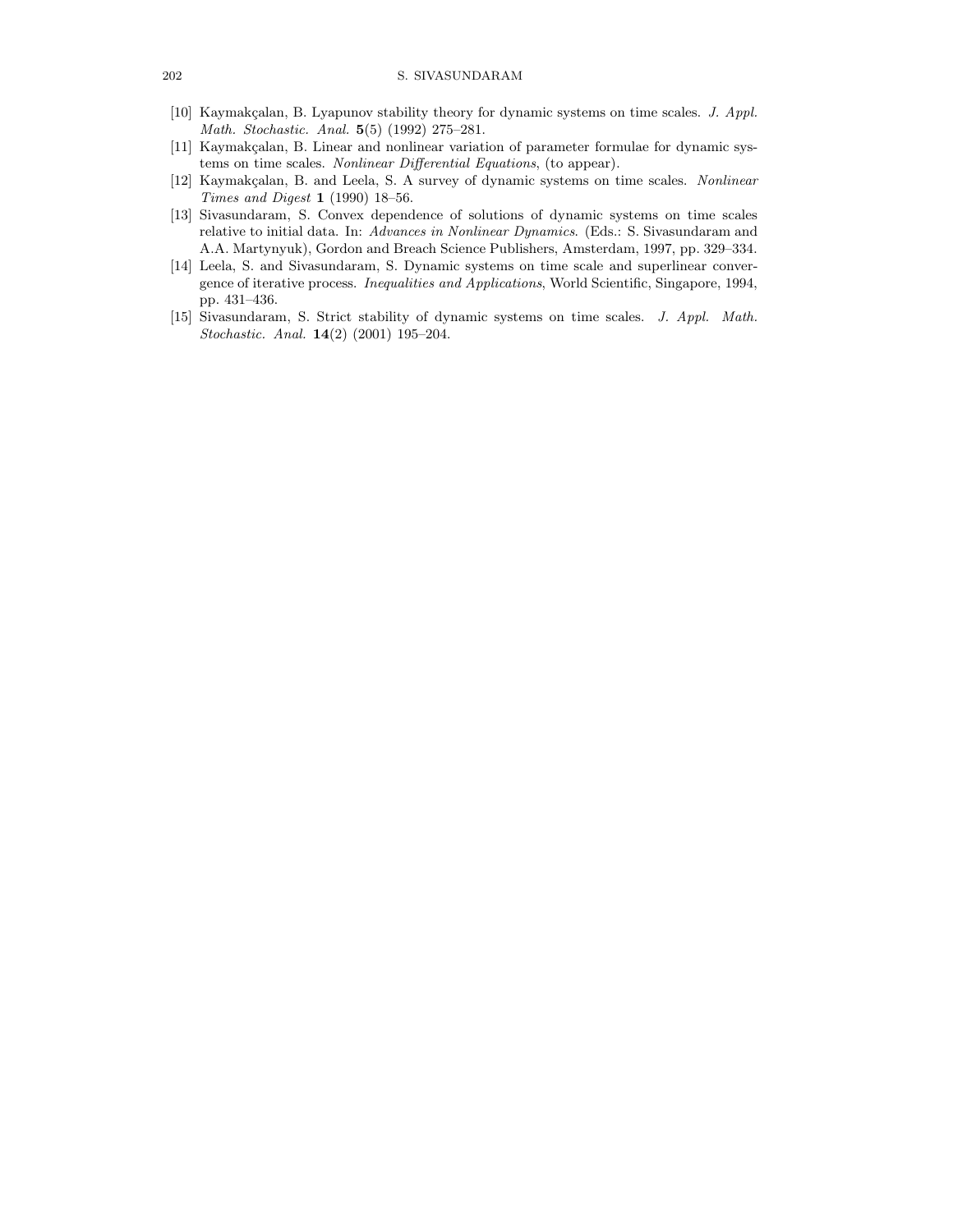[10] Kaymakçalan, B. Lyapunov stability theory for dynamic systems on time scales. *J. Appl. Math. Stochastic. Anal.* **5**(5) (1992) 275–281.

[11] Kaymakçalan, B. Linear and nonlinear variation of parameter formulae for dynamic systems on time scales. *Nonlinear Differential Equations*, (to appear).

[12] Kaymakçalan, B. and Leela, S. A survey of dynamic systems on time scales. *Nonlinear Times and Digest* **1** (1990) 18–56.

[13] Sivasundaram, S. Convex dependence of solutions of dynamic systems on time scales relative to initial data. In: *Advances in Nonlinear Dynamics*. (Eds.: S. Sivasundaram and A.A. Martynyuk), Gordon and Breach Science Publishers, Amsterdam, 1997, pp. 329–334.

[14] Leela, S. and Sivasundaram, S. Dynamic systems on time scale and superlinear convergence of iterative process. *Inequalities and Applications*, World Scientific, Singapore, 1994, pp. 431–436.

[15] Sivasundaram, S. Strict stability of dynamic systems on time scales. *J. Appl. Math. Stochastic. Anal.* **14**(2) (2001) 195–204.